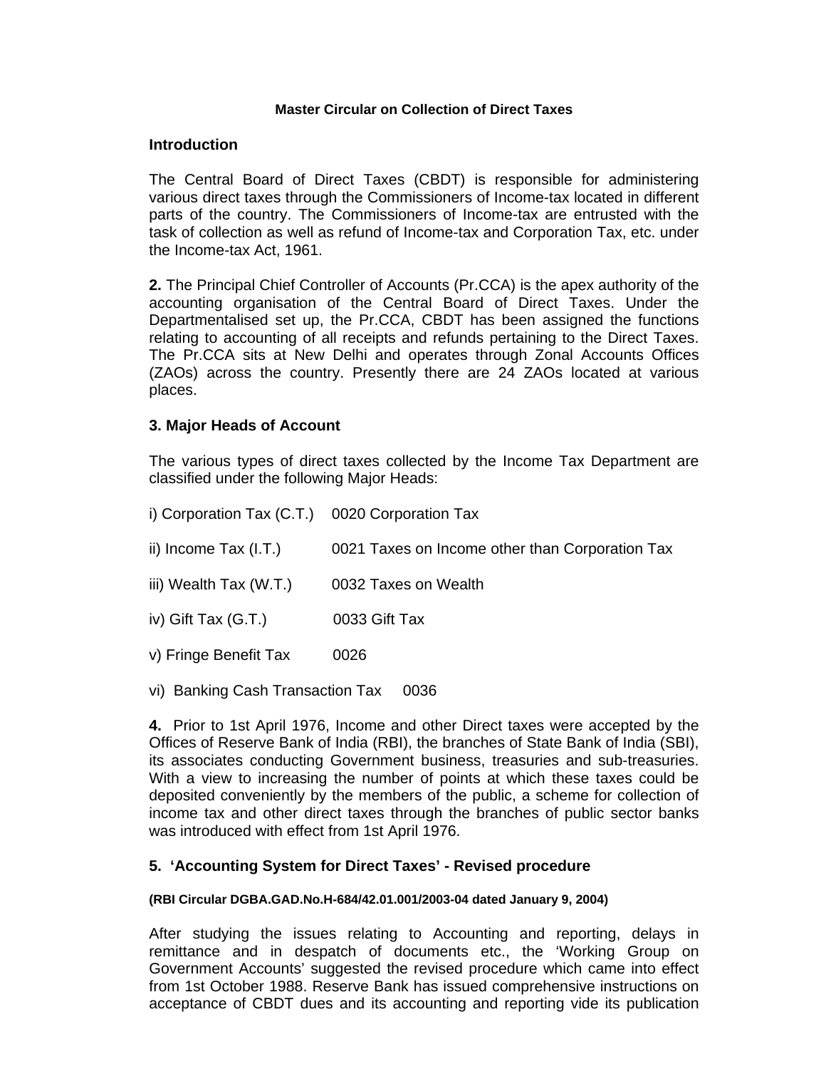# Master Circular on Collection of Direct Taxes

## Introduction

The Central Board of Direct Taxes (CBDT) is responsible for administering various direct taxes through the Commissioners of Income-tax located in different parts of the country. The Commissioners of Income-tax are entrusted with the task of collection as well as refund of Income-tax and Corporation Tax, etc. under the Income-tax Act, 1961.

**2.** The Principal Chief Controller of Accounts (Pr.CCA) is the apex authority of the accounting organisation of the Central Board of Direct Taxes. Under the Departmentalised set up, the Pr.CCA, CBDT has been assigned the functions relating to accounting of all receipts and refunds pertaining to the Direct Taxes. The Pr.CCA sits at New Delhi and operates through Zonal Accounts Offices (ZAOs) across the country. Presently there are 24 ZAOs located at various places.

## 3. Major Heads of Account

The various types of direct taxes collected by the Income Tax Department are classified under the following Major Heads:

i) Corporation Tax (C.T.) 0020 Corporation Tax

ii) Income Tax (I.T.) 0021 Taxes on Income other than Corporation Tax

iii) Wealth Tax (W.T.) 0032 Taxes on Wealth

iv) Gift Tax (G.T.) 0033 Gift Tax

v) Fringe Benefit Tax 0026

vi) Banking Cash Transaction Tax 0036

**4.** Prior to 1st April 1976, Income and other Direct taxes were accepted by the Offices of Reserve Bank of India (RBI), the branches of State Bank of India (SBI), its associates conducting Government business, treasuries and sub-treasuries. With a view to increasing the number of points at which these taxes could be deposited conveniently by the members of the public, a scheme for collection of income tax and other direct taxes through the branches of public sector banks was introduced with effect from 1st April 1976.

## 5. 'Accounting System for Direct Taxes' - Revised procedure

**(RBI Circular DGBA.GAD.No.H-684/42.01.001/2003-04 dated January 9, 2004)**

After studying the issues relating to Accounting and reporting, delays in remittance and in despatch of documents etc., the 'Working Group on Government Accounts' suggested the revised procedure which came into effect from 1st October 1988. Reserve Bank has issued comprehensive instructions on acceptance of CBDT dues and its accounting and reporting vide its publication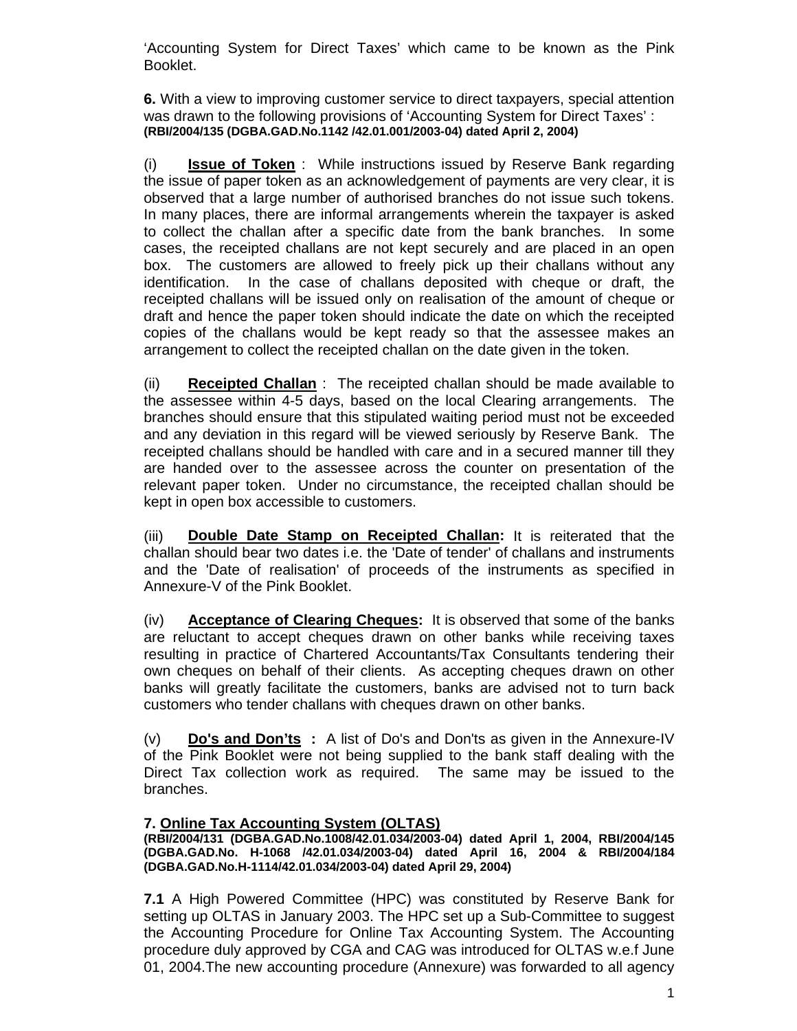'Accounting System for Direct Taxes' which came to be known as the Pink Booklet.

**6.** With a view to improving customer service to direct taxpayers, special attention was drawn to the following provisions of 'Accounting System for Direct Taxes' :
**(RBI/2004/135 (DGBA.GAD.No.1142 /42.01.001/2003-04) dated April 2, 2004)**

(i) **Issue of Token** : While instructions issued by Reserve Bank regarding the issue of paper token as an acknowledgement of payments are very clear, it is observed that a large number of authorised branches do not issue such tokens. In many places, there are informal arrangements wherein the taxpayer is asked to collect the challan after a specific date from the bank branches. In some cases, the receipted challans are not kept securely and are placed in an open box. The customers are allowed to freely pick up their challans without any identification. In the case of challans deposited with cheque or draft, the receipted challans will be issued only on realisation of the amount of cheque or draft and hence the paper token should indicate the date on which the receipted copies of the challans would be kept ready so that the assessee makes an arrangement to collect the receipted challan on the date given in the token.

(ii) **Receipted Challan** : The receipted challan should be made available to the assessee within 4-5 days, based on the local Clearing arrangements. The branches should ensure that this stipulated waiting period must not be exceeded and any deviation in this regard will be viewed seriously by Reserve Bank. The receipted challans should be handled with care and in a secured manner till they are handed over to the assessee across the counter on presentation of the relevant paper token. Under no circumstance, the receipted challan should be kept in open box accessible to customers.

(iii) **Double Date Stamp on Receipted Challan:** It is reiterated that the challan should bear two dates i.e. the 'Date of tender' of challans and instruments and the 'Date of realisation' of proceeds of the instruments as specified in Annexure-V of the Pink Booklet.

(iv) **Acceptance of Clearing Cheques:** It is observed that some of the banks are reluctant to accept cheques drawn on other banks while receiving taxes resulting in practice of Chartered Accountants/Tax Consultants tendering their own cheques on behalf of their clients. As accepting cheques drawn on other banks will greatly facilitate the customers, banks are advised not to turn back customers who tender challans with cheques drawn on other banks.

(v) **Do's and Don'ts :** A list of Do's and Don'ts as given in the Annexure-IV of the Pink Booklet were not being supplied to the bank staff dealing with the Direct Tax collection work as required. The same may be issued to the branches.

**7. Online Tax Accounting System (OLTAS)**
**(RBI/2004/131 (DGBA.GAD.No.1008/42.01.034/2003-04) dated April 1, 2004, RBI/2004/145 (DGBA.GAD.No. H-1068 /42.01.034/2003-04) dated April 16, 2004 & RBI/2004/184 (DGBA.GAD.No.H-1114/42.01.034/2003-04) dated April 29, 2004)**

**7.1** A High Powered Committee (HPC) was constituted by Reserve Bank for setting up OLTAS in January 2003. The HPC set up a Sub-Committee to suggest the Accounting Procedure for Online Tax Accounting System. The Accounting procedure duly approved by CGA and CAG was introduced for OLTAS w.e.f June 01, 2004.The new accounting procedure (Annexure) was forwarded to all agency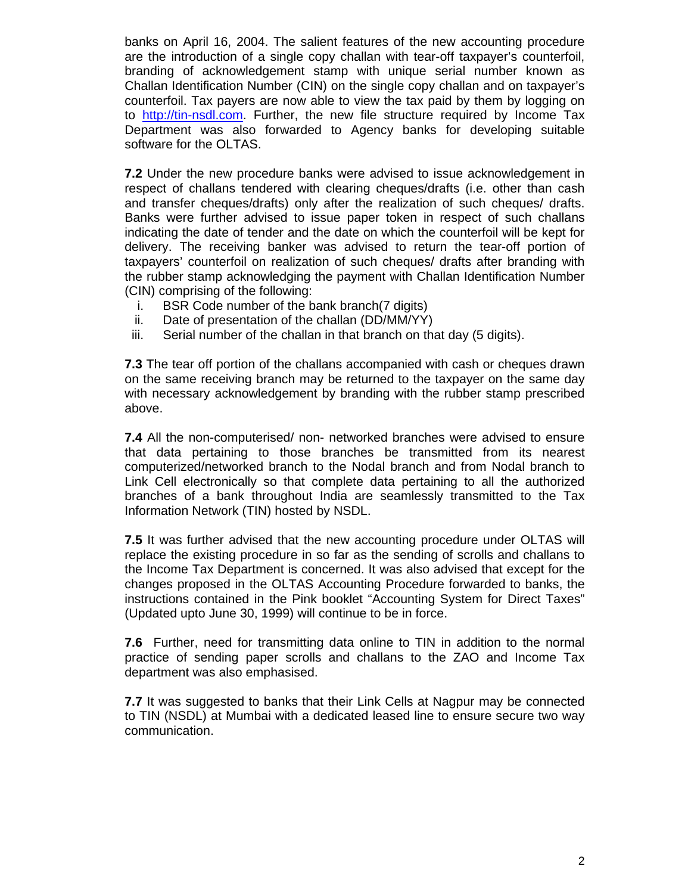banks on April 16, 2004. The salient features of the new accounting procedure are the introduction of a single copy challan with tear-off taxpayer's counterfoil, branding of acknowledgement stamp with unique serial number known as Challan Identification Number (CIN) on the single copy challan and on taxpayer's counterfoil. Tax payers are now able to view the tax paid by them by logging on to http://tin-nsdl.com. Further, the new file structure required by Income Tax Department was also forwarded to Agency banks for developing suitable software for the OLTAS.

**7.2** Under the new procedure banks were advised to issue acknowledgement in respect of challans tendered with clearing cheques/drafts (i.e. other than cash and transfer cheques/drafts) only after the realization of such cheques/ drafts. Banks were further advised to issue paper token in respect of such challans indicating the date of tender and the date on which the counterfoil will be kept for delivery. The receiving banker was advised to return the tear-off portion of taxpayers' counterfoil on realization of such cheques/ drafts after branding with the rubber stamp acknowledging the payment with Challan Identification Number (CIN) comprising of the following:

i. BSR Code number of the bank branch(7 digits)
ii. Date of presentation of the challan (DD/MM/YY)
iii. Serial number of the challan in that branch on that day (5 digits).

**7.3** The tear off portion of the challans accompanied with cash or cheques drawn on the same receiving branch may be returned to the taxpayer on the same day with necessary acknowledgement by branding with the rubber stamp prescribed above.

**7.4** All the non-computerised/ non- networked branches were advised to ensure that data pertaining to those branches be transmitted from its nearest computerized/networked branch to the Nodal branch and from Nodal branch to Link Cell electronically so that complete data pertaining to all the authorized branches of a bank throughout India are seamlessly transmitted to the Tax Information Network (TIN) hosted by NSDL.

**7.5** It was further advised that the new accounting procedure under OLTAS will replace the existing procedure in so far as the sending of scrolls and challans to the Income Tax Department is concerned. It was also advised that except for the changes proposed in the OLTAS Accounting Procedure forwarded to banks, the instructions contained in the Pink booklet "Accounting System for Direct Taxes" (Updated upto June 30, 1999) will continue to be in force.

**7.6** Further, need for transmitting data online to TIN in addition to the normal practice of sending paper scrolls and challans to the ZAO and Income Tax department was also emphasised.

**7.7** It was suggested to banks that their Link Cells at Nagpur may be connected to TIN (NSDL) at Mumbai with a dedicated leased line to ensure secure two way communication.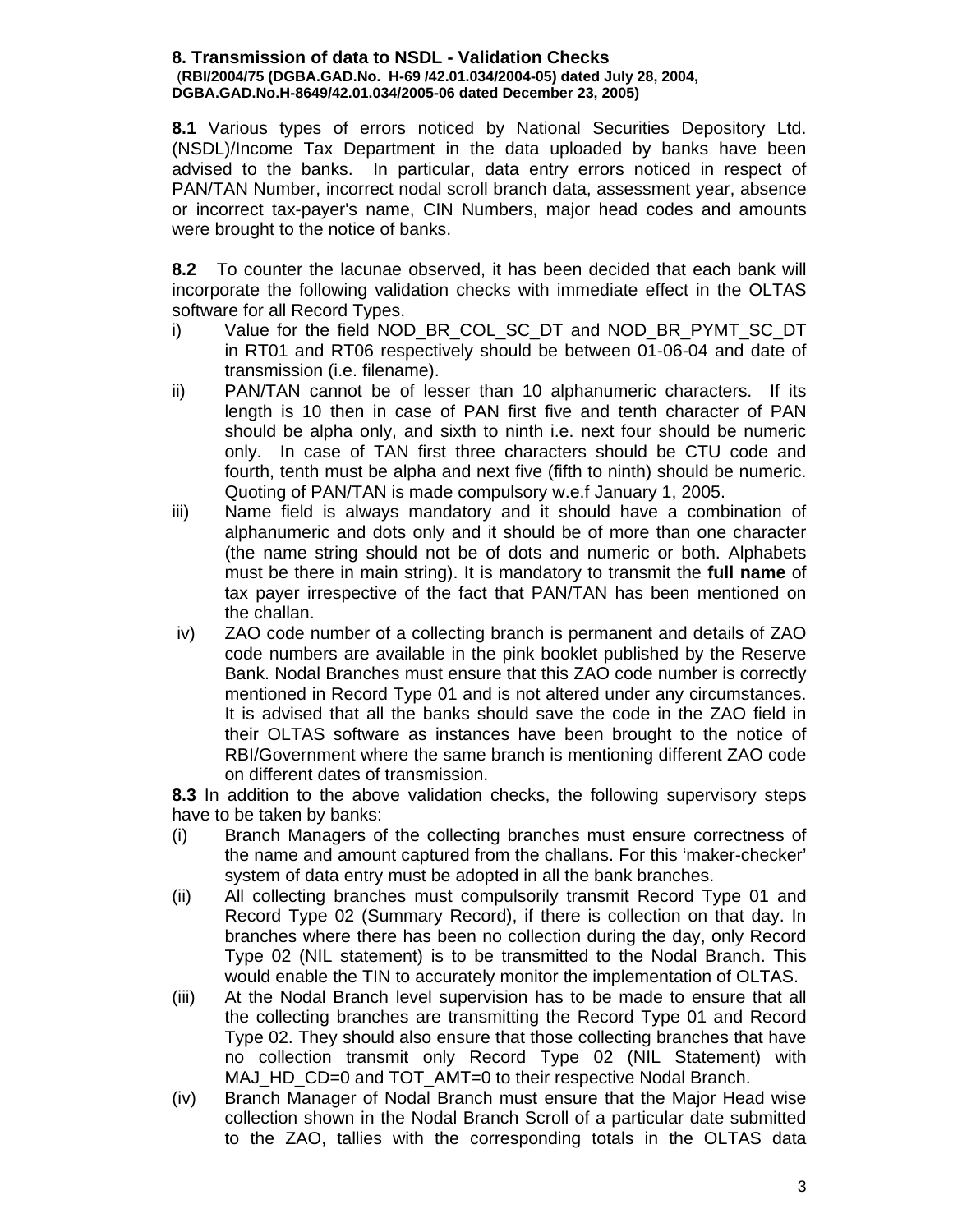### 8. Transmission of data to NSDL - Validation Checks

(**RBI/2004/75 (DGBA.GAD.No. H-69 /42.01.034/2004-05) dated July 28, 2004, DGBA.GAD.No.H-8649/42.01.034/2005-06 dated December 23, 2005)**

**8.1** Various types of errors noticed by National Securities Depository Ltd. (NSDL)/Income Tax Department in the data uploaded by banks have been advised to the banks. In particular, data entry errors noticed in respect of PAN/TAN Number, incorrect nodal scroll branch data, assessment year, absence or incorrect tax-payer's name, CIN Numbers, major head codes and amounts were brought to the notice of banks.

**8.2** To counter the lacunae observed, it has been decided that each bank will incorporate the following validation checks with immediate effect in the OLTAS software for all Record Types.

i) Value for the field NOD_BR_COL_SC_DT and NOD_BR_PYMT_SC_DT in RT01 and RT06 respectively should be between 01-06-04 and date of transmission (i.e. filename).

ii) PAN/TAN cannot be of lesser than 10 alphanumeric characters. If its length is 10 then in case of PAN first five and tenth character of PAN should be alpha only, and sixth to ninth i.e. next four should be numeric only. In case of TAN first three characters should be CTU code and fourth, tenth must be alpha and next five (fifth to ninth) should be numeric. Quoting of PAN/TAN is made compulsory w.e.f January 1, 2005.

iii) Name field is always mandatory and it should have a combination of alphanumeric and dots only and it should be of more than one character (the name string should not be of dots and numeric or both. Alphabets must be there in main string). It is mandatory to transmit the **full name** of tax payer irrespective of the fact that PAN/TAN has been mentioned on the challan.

iv) ZAO code number of a collecting branch is permanent and details of ZAO code numbers are available in the pink booklet published by the Reserve Bank. Nodal Branches must ensure that this ZAO code number is correctly mentioned in Record Type 01 and is not altered under any circumstances. It is advised that all the banks should save the code in the ZAO field in their OLTAS software as instances have been brought to the notice of RBI/Government where the same branch is mentioning different ZAO code on different dates of transmission.

**8.3** In addition to the above validation checks, the following supervisory steps have to be taken by banks:

(i) Branch Managers of the collecting branches must ensure correctness of the name and amount captured from the challans. For this 'maker-checker' system of data entry must be adopted in all the bank branches.

(ii) All collecting branches must compulsorily transmit Record Type 01 and Record Type 02 (Summary Record), if there is collection on that day. In branches where there has been no collection during the day, only Record Type 02 (NIL statement) is to be transmitted to the Nodal Branch. This would enable the TIN to accurately monitor the implementation of OLTAS.

(iii) At the Nodal Branch level supervision has to be made to ensure that all the collecting branches are transmitting the Record Type 01 and Record Type 02. They should also ensure that those collecting branches that have no collection transmit only Record Type 02 (NIL Statement) with MAJ_HD_CD=0 and TOT_AMT=0 to their respective Nodal Branch.

(iv) Branch Manager of Nodal Branch must ensure that the Major Head wise collection shown in the Nodal Branch Scroll of a particular date submitted to the ZAO, tallies with the corresponding totals in the OLTAS data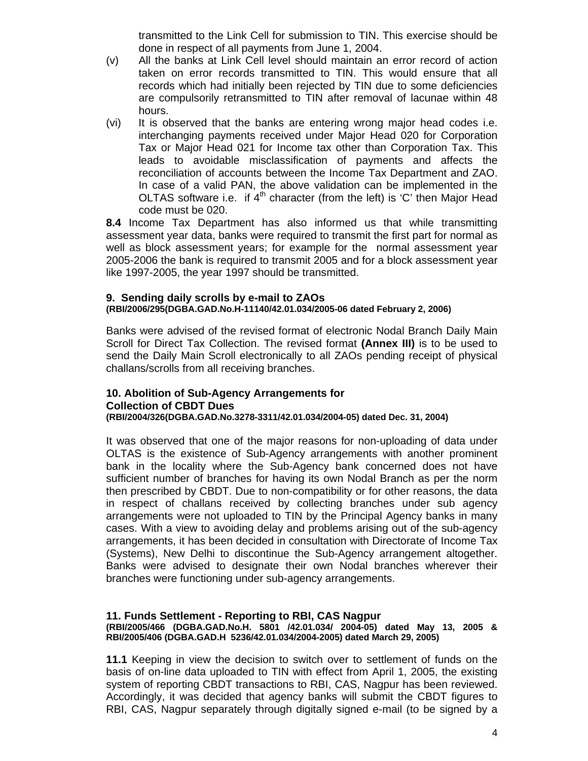transmitted to the Link Cell for submission to TIN. This exercise should be done in respect of all payments from June 1, 2004.

(v) All the banks at Link Cell level should maintain an error record of action taken on error records transmitted to TIN. This would ensure that all records which had initially been rejected by TIN due to some deficiencies are compulsorily retransmitted to TIN after removal of lacunae within 48 hours.

(vi) It is observed that the banks are entering wrong major head codes i.e. interchanging payments received under Major Head 020 for Corporation Tax or Major Head 021 for Income tax other than Corporation Tax. This leads to avoidable misclassification of payments and affects the reconciliation of accounts between the Income Tax Department and ZAO. In case of a valid PAN, the above validation can be implemented in the OLTAS software i.e. if 4th character (from the left) is 'C' then Major Head code must be 020.

**8.4** Income Tax Department has also informed us that while transmitting assessment year data, banks were required to transmit the first part for normal as well as block assessment years; for example for the normal assessment year 2005-2006 the bank is required to transmit 2005 and for a block assessment year like 1997-2005, the year 1997 should be transmitted.

## 9. Sending daily scrolls by e-mail to ZAOs

**(RBI/2006/295(DGBA.GAD.No.H-11140/42.01.034/2005-06 dated February 2, 2006)**

Banks were advised of the revised format of electronic Nodal Branch Daily Main Scroll for Direct Tax Collection. The revised format **(Annex III)** is to be used to send the Daily Main Scroll electronically to all ZAOs pending receipt of physical challans/scrolls from all receiving branches.

## 10. Abolition of Sub-Agency Arrangements for Collection of CBDT Dues

**(RBI/2004/326(DGBA.GAD.No.3278-3311/42.01.034/2004-05) dated Dec. 31, 2004)**

It was observed that one of the major reasons for non-uploading of data under OLTAS is the existence of Sub-Agency arrangements with another prominent bank in the locality where the Sub-Agency bank concerned does not have sufficient number of branches for having its own Nodal Branch as per the norm then prescribed by CBDT. Due to non-compatibility or for other reasons, the data in respect of challans received by collecting branches under sub agency arrangements were not uploaded to TIN by the Principal Agency banks in many cases. With a view to avoiding delay and problems arising out of the sub-agency arrangements, it has been decided in consultation with Directorate of Income Tax (Systems), New Delhi to discontinue the Sub-Agency arrangement altogether. Banks were advised to designate their own Nodal branches wherever their branches were functioning under sub-agency arrangements.

## 11. Funds Settlement - Reporting to RBI, CAS Nagpur

**(RBI/2005/466 (DGBA.GAD.No.H. 5801 /42.01.034/ 2004-05) dated May 13, 2005 & RBI/2005/406 (DGBA.GAD.H 5236/42.01.034/2004-2005) dated March 29, 2005)**

**11.1** Keeping in view the decision to switch over to settlement of funds on the basis of on-line data uploaded to TIN with effect from April 1, 2005, the existing system of reporting CBDT transactions to RBI, CAS, Nagpur has been reviewed. Accordingly, it was decided that agency banks will submit the CBDT figures to RBI, CAS, Nagpur separately through digitally signed e-mail (to be signed by a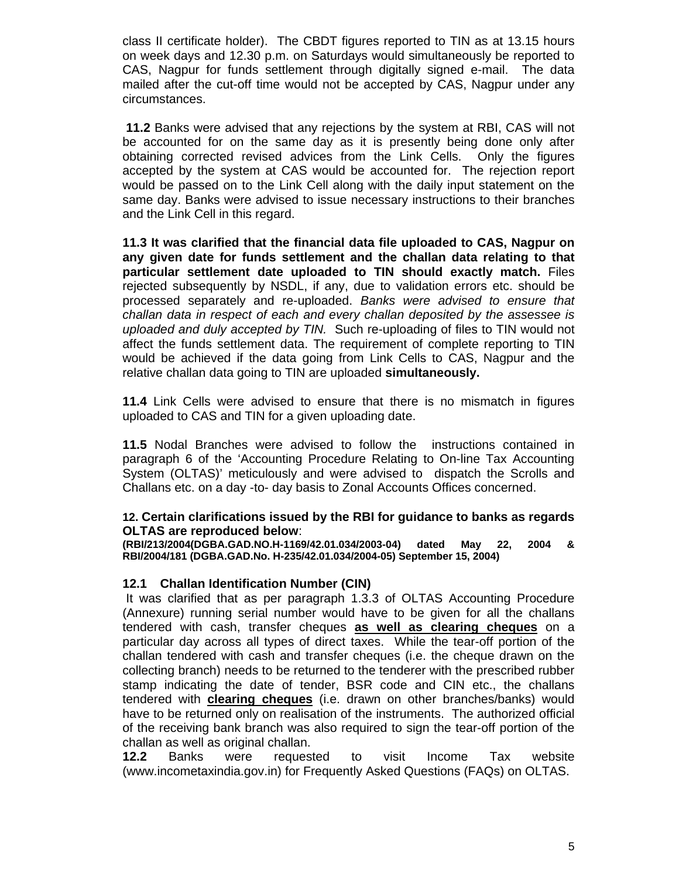class II certificate holder). The CBDT figures reported to TIN as at 13.15 hours on week days and 12.30 p.m. on Saturdays would simultaneously be reported to CAS, Nagpur for funds settlement through digitally signed e-mail. The data mailed after the cut-off time would not be accepted by CAS, Nagpur under any circumstances.

**11.2** Banks were advised that any rejections by the system at RBI, CAS will not be accounted for on the same day as it is presently being done only after obtaining corrected revised advices from the Link Cells. Only the figures accepted by the system at CAS would be accounted for. The rejection report would be passed on to the Link Cell along with the daily input statement on the same day. Banks were advised to issue necessary instructions to their branches and the Link Cell in this regard.

**11.3 It was clarified that the financial data file uploaded to CAS, Nagpur on any given date for funds settlement and the challan data relating to that particular settlement date uploaded to TIN should exactly match.** Files rejected subsequently by NSDL, if any, due to validation errors etc. should be processed separately and re-uploaded. *Banks were advised to ensure that challan data in respect of each and every challan deposited by the assessee is uploaded and duly accepted by TIN.* Such re-uploading of files to TIN would not affect the funds settlement data. The requirement of complete reporting to TIN would be achieved if the data going from Link Cells to CAS, Nagpur and the relative challan data going to TIN are uploaded **simultaneously.**

**11.4** Link Cells were advised to ensure that there is no mismatch in figures uploaded to CAS and TIN for a given uploading date.

**11.5** Nodal Branches were advised to follow the instructions contained in paragraph 6 of the 'Accounting Procedure Relating to On-line Tax Accounting System (OLTAS)' meticulously and were advised to dispatch the Scrolls and Challans etc. on a day -to- day basis to Zonal Accounts Offices concerned.

**12. Certain clarifications issued by the RBI for guidance to banks as regards OLTAS are reproduced below**:
**(RBI/213/2004(DGBA.GAD.NO.H-1169/42.01.034/2003-04) dated May 22, 2004 & RBI/2004/181 (DGBA.GAD.No. H-235/42.01.034/2004-05) September 15, 2004)**

**12.1 Challan Identification Number (CIN)**

It was clarified that as per paragraph 1.3.3 of OLTAS Accounting Procedure (Annexure) running serial number would have to be given for all the challans tendered with cash, transfer cheques **as well as clearing cheques** on a particular day across all types of direct taxes. While the tear-off portion of the challan tendered with cash and transfer cheques (i.e. the cheque drawn on the collecting branch) needs to be returned to the tenderer with the prescribed rubber stamp indicating the date of tender, BSR code and CIN etc., the challans tendered with **clearing cheques** (i.e. drawn on other branches/banks) would have to be returned only on realisation of the instruments. The authorized official of the receiving bank branch was also required to sign the tear-off portion of the challan as well as original challan.

**12.2** Banks were requested to visit Income Tax website (www.incometaxindia.gov.in) for Frequently Asked Questions (FAQs) on OLTAS.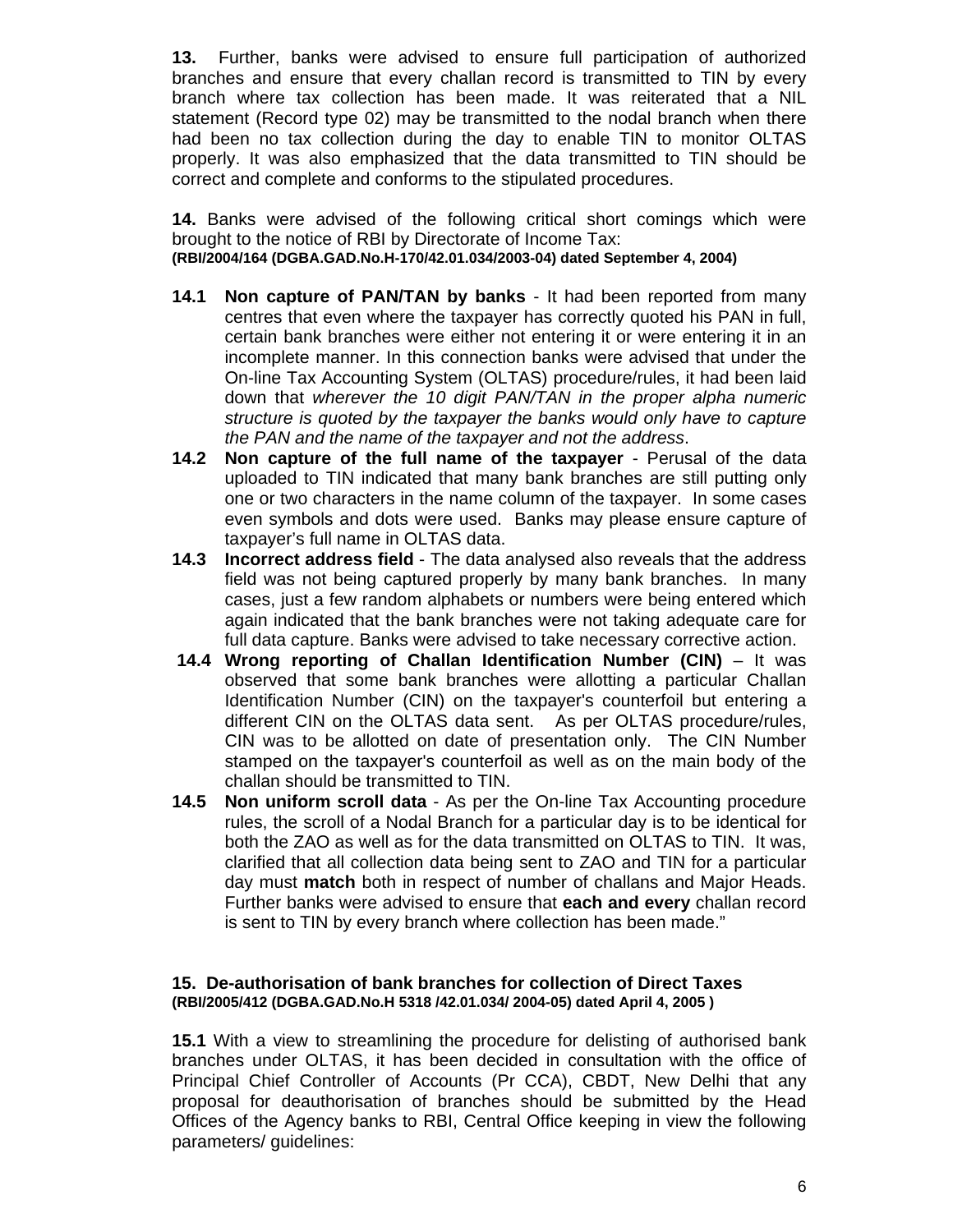**13.** Further, banks were advised to ensure full participation of authorized branches and ensure that every challan record is transmitted to TIN by every branch where tax collection has been made. It was reiterated that a NIL statement (Record type 02) may be transmitted to the nodal branch when there had been no tax collection during the day to enable TIN to monitor OLTAS properly. It was also emphasized that the data transmitted to TIN should be correct and complete and conforms to the stipulated procedures.

**14.** Banks were advised of the following critical short comings which were brought to the notice of RBI by Directorate of Income Tax:
**(RBI/2004/164 (DGBA.GAD.No.H-170/42.01.034/2003-04) dated September 4, 2004)**

**14.1 Non capture of PAN/TAN by banks** - It had been reported from many centres that even where the taxpayer has correctly quoted his PAN in full, certain bank branches were either not entering it or were entering it in an incomplete manner. In this connection banks were advised that under the On-line Tax Accounting System (OLTAS) procedure/rules, it had been laid down that *wherever the 10 digit PAN/TAN in the proper alpha numeric structure is quoted by the taxpayer the banks would only have to capture the PAN and the name of the taxpayer and not the address*.

**14.2 Non capture of the full name of the taxpayer** - Perusal of the data uploaded to TIN indicated that many bank branches are still putting only one or two characters in the name column of the taxpayer. In some cases even symbols and dots were used. Banks may please ensure capture of taxpayer's full name in OLTAS data.

**14.3 Incorrect address field** - The data analysed also reveals that the address field was not being captured properly by many bank branches. In many cases, just a few random alphabets or numbers were being entered which again indicated that the bank branches were not taking adequate care for full data capture. Banks were advised to take necessary corrective action.

**14.4 Wrong reporting of Challan Identification Number (CIN)** – It was observed that some bank branches were allotting a particular Challan Identification Number (CIN) on the taxpayer's counterfoil but entering a different CIN on the OLTAS data sent. As per OLTAS procedure/rules, CIN was to be allotted on date of presentation only. The CIN Number stamped on the taxpayer's counterfoil as well as on the main body of the challan should be transmitted to TIN.

**14.5 Non uniform scroll data** - As per the On-line Tax Accounting procedure rules, the scroll of a Nodal Branch for a particular day is to be identical for both the ZAO as well as for the data transmitted on OLTAS to TIN. It was, clarified that all collection data being sent to ZAO and TIN for a particular day must **match** both in respect of number of challans and Major Heads. Further banks were advised to ensure that **each and every** challan record is sent to TIN by every branch where collection has been made."

**15. De-authorisation of bank branches for collection of Direct Taxes**
**(RBI/2005/412 (DGBA.GAD.No.H 5318 /42.01.034/ 2004-05) dated April 4, 2005 )**

**15.1** With a view to streamlining the procedure for delisting of authorised bank branches under OLTAS, it has been decided in consultation with the office of Principal Chief Controller of Accounts (Pr CCA), CBDT, New Delhi that any proposal for deauthorisation of branches should be submitted by the Head Offices of the Agency banks to RBI, Central Office keeping in view the following parameters/ guidelines: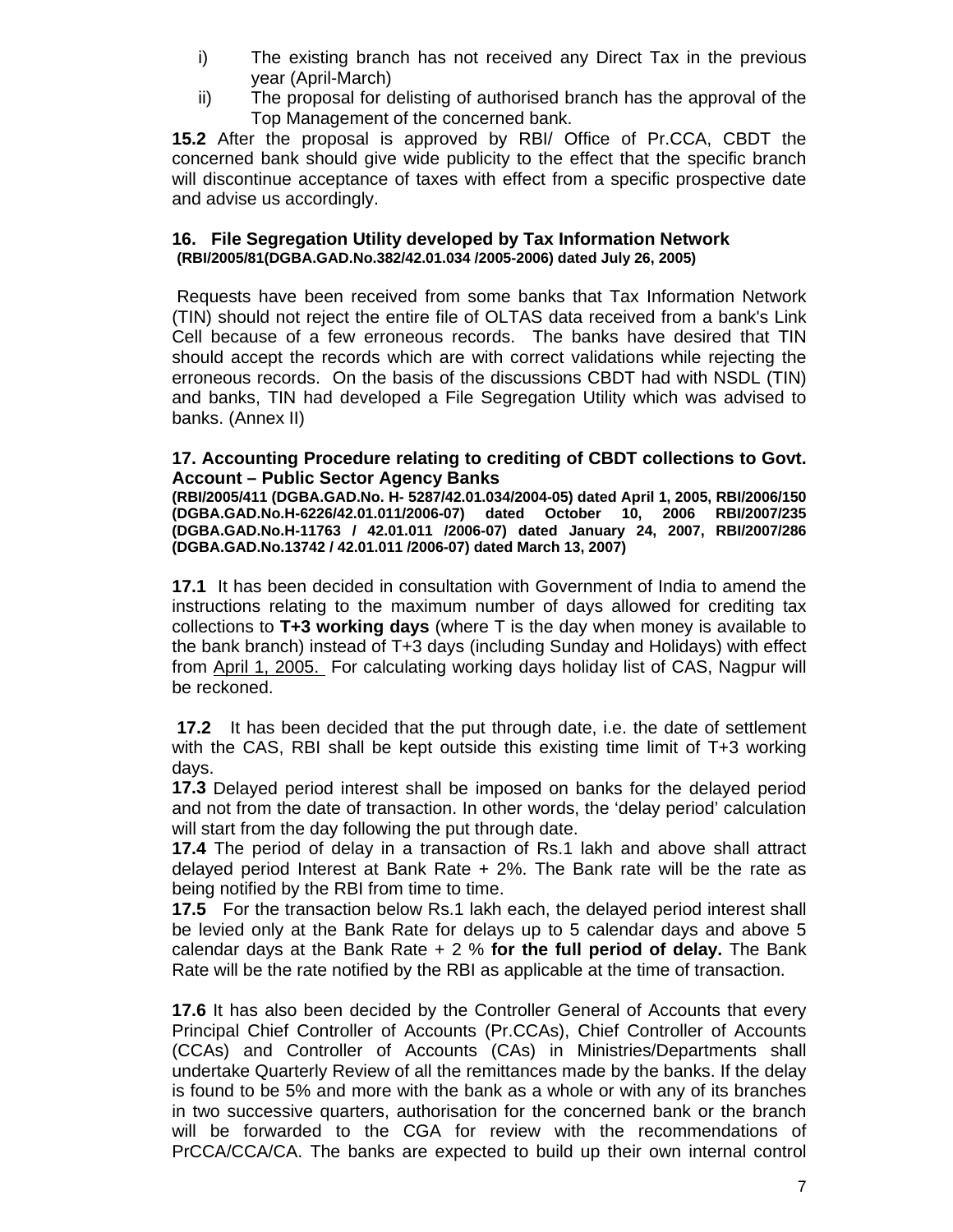i) The existing branch has not received any Direct Tax in the previous year (April-March)

ii) The proposal for delisting of authorised branch has the approval of the Top Management of the concerned bank.

**15.2** After the proposal is approved by RBI/ Office of Pr.CCA, CBDT the concerned bank should give wide publicity to the effect that the specific branch will discontinue acceptance of taxes with effect from a specific prospective date and advise us accordingly.

### 16. File Segregation Utility developed by Tax Information Network

**(RBI/2005/81(DGBA.GAD.No.382/42.01.034 /2005-2006) dated July 26, 2005)**

Requests have been received from some banks that Tax Information Network (TIN) should not reject the entire file of OLTAS data received from a bank's Link Cell because of a few erroneous records. The banks have desired that TIN should accept the records which are with correct validations while rejecting the erroneous records. On the basis of the discussions CBDT had with NSDL (TIN) and banks, TIN had developed a File Segregation Utility which was advised to banks. (Annex II)

### 17. Accounting Procedure relating to crediting of CBDT collections to Govt. Account – Public Sector Agency Banks

**(RBI/2005/411 (DGBA.GAD.No. H- 5287/42.01.034/2004-05) dated April 1, 2005, RBI/2006/150 (DGBA.GAD.No.H-6226/42.01.011/2006-07) dated October 10, 2006 RBI/2007/235 (DGBA.GAD.No.H-11763 / 42.01.011 /2006-07) dated January 24, 2007, RBI/2007/286 (DGBA.GAD.No.13742 / 42.01.011 /2006-07) dated March 13, 2007)**

**17.1** It has been decided in consultation with Government of India to amend the instructions relating to the maximum number of days allowed for crediting tax collections to **T+3 working days** (where T is the day when money is available to the bank branch) instead of T+3 days (including Sunday and Holidays) with effect from April 1, 2005. For calculating working days holiday list of CAS, Nagpur will be reckoned.

**17.2** It has been decided that the put through date, i.e. the date of settlement with the CAS, RBI shall be kept outside this existing time limit of T+3 working days.

**17.3** Delayed period interest shall be imposed on banks for the delayed period and not from the date of transaction. In other words, the 'delay period' calculation will start from the day following the put through date.

**17.4** The period of delay in a transaction of Rs.1 lakh and above shall attract delayed period Interest at Bank Rate + 2%. The Bank rate will be the rate as being notified by the RBI from time to time.

**17.5** For the transaction below Rs.1 lakh each, the delayed period interest shall be levied only at the Bank Rate for delays up to 5 calendar days and above 5 calendar days at the Bank Rate + 2 % **for the full period of delay.** The Bank Rate will be the rate notified by the RBI as applicable at the time of transaction.

**17.6** It has also been decided by the Controller General of Accounts that every Principal Chief Controller of Accounts (Pr.CCAs), Chief Controller of Accounts (CCAs) and Controller of Accounts (CAs) in Ministries/Departments shall undertake Quarterly Review of all the remittances made by the banks. If the delay is found to be 5% and more with the bank as a whole or with any of its branches in two successive quarters, authorisation for the concerned bank or the branch will be forwarded to the CGA for review with the recommendations of PrCCA/CCA/CA. The banks are expected to build up their own internal control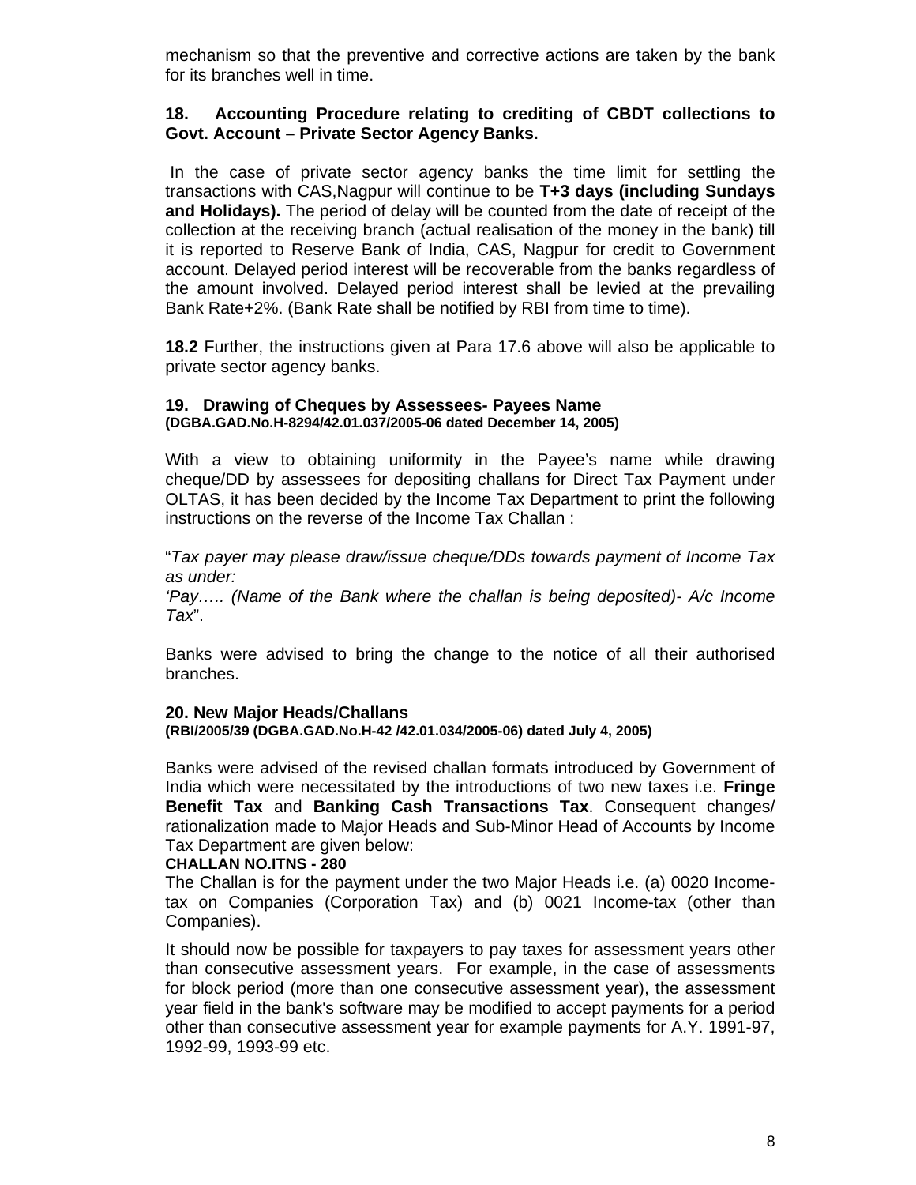mechanism so that the preventive and corrective actions are taken by the bank for its branches well in time.

## 18. Accounting Procedure relating to crediting of CBDT collections to Govt. Account – Private Sector Agency Banks.

In the case of private sector agency banks the time limit for settling the transactions with CAS,Nagpur will continue to be **T+3 days (including Sundays and Holidays).** The period of delay will be counted from the date of receipt of the collection at the receiving branch (actual realisation of the money in the bank) till it is reported to Reserve Bank of India, CAS, Nagpur for credit to Government account. Delayed period interest will be recoverable from the banks regardless of the amount involved. Delayed period interest shall be levied at the prevailing Bank Rate+2%. (Bank Rate shall be notified by RBI from time to time).

**18.2** Further, the instructions given at Para 17.6 above will also be applicable to private sector agency banks.

## 19. Drawing of Cheques by Assessees- Payees Name

**(DGBA.GAD.No.H-8294/42.01.037/2005-06 dated December 14, 2005)**

With a view to obtaining uniformity in the Payee's name while drawing cheque/DD by assessees for depositing challans for Direct Tax Payment under OLTAS, it has been decided by the Income Tax Department to print the following instructions on the reverse of the Income Tax Challan :

"*Tax payer may please draw/issue cheque/DDs towards payment of Income Tax as under:*

*'Pay….. (Name of the Bank where the challan is being deposited)- A/c Income Tax*".

Banks were advised to bring the change to the notice of all their authorised branches.

## 20. New Major Heads/Challans

**(RBI/2005/39 (DGBA.GAD.No.H-42 /42.01.034/2005-06) dated July 4, 2005)**

Banks were advised of the revised challan formats introduced by Government of India which were necessitated by the introductions of two new taxes i.e. **Fringe Benefit Tax** and **Banking Cash Transactions Tax**. Consequent changes/ rationalization made to Major Heads and Sub-Minor Head of Accounts by Income Tax Department are given below:

**CHALLAN NO.ITNS - 280**

The Challan is for the payment under the two Major Heads i.e. (a) 0020 Income-tax on Companies (Corporation Tax) and (b) 0021 Income-tax (other than Companies).

It should now be possible for taxpayers to pay taxes for assessment years other than consecutive assessment years. For example, in the case of assessments for block period (more than one consecutive assessment year), the assessment year field in the bank's software may be modified to accept payments for a period other than consecutive assessment year for example payments for A.Y. 1991-97, 1992-99, 1993-99 etc.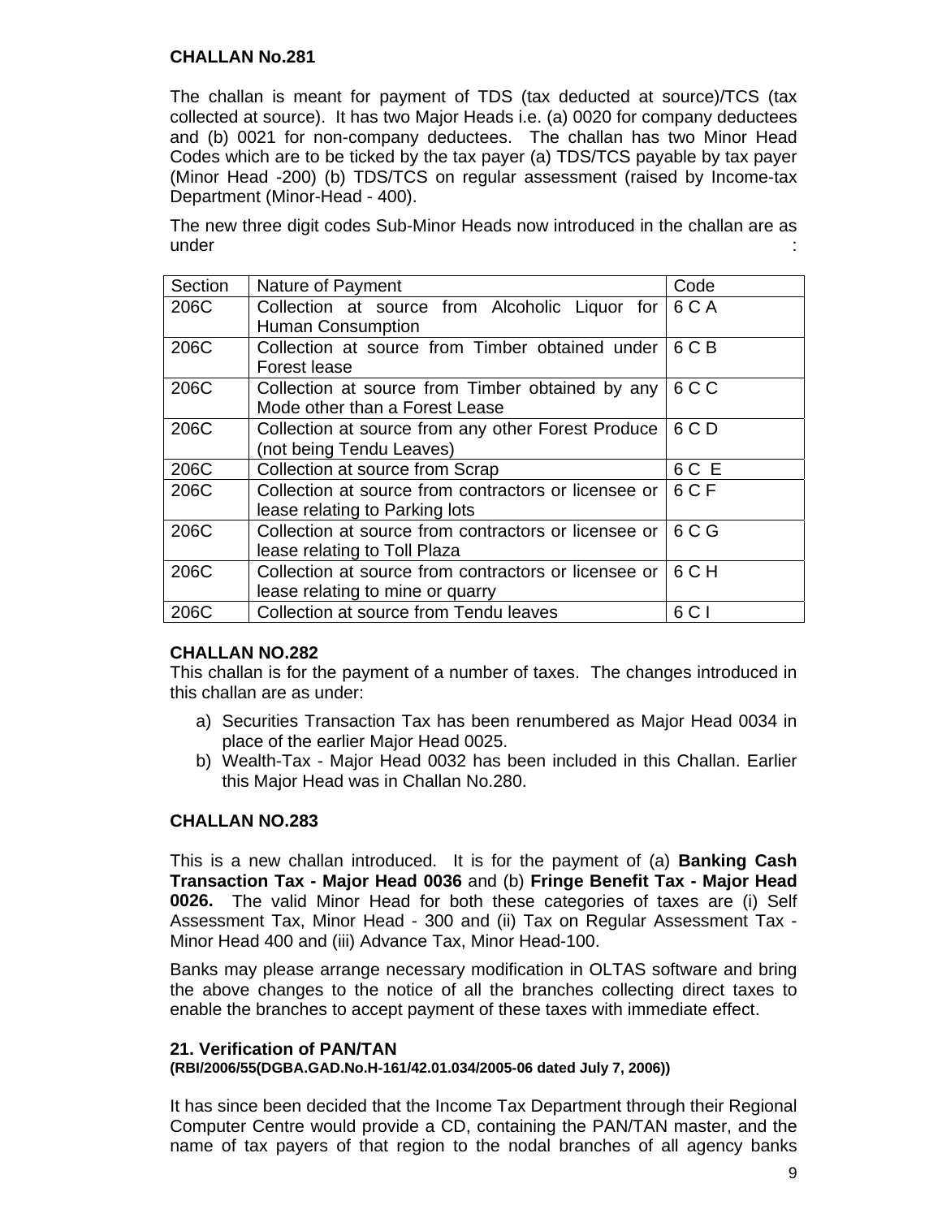### CHALLAN No.281

The challan is meant for payment of TDS (tax deducted at source)/TCS (tax collected at source). It has two Major Heads i.e. (a) 0020 for company deductees and (b) 0021 for non-company deductees. The challan has two Minor Head Codes which are to be ticked by the tax payer (a) TDS/TCS payable by tax payer (Minor Head -200) (b) TDS/TCS on regular assessment (raised by Income-tax Department (Minor-Head - 400).

The new three digit codes Sub-Minor Heads now introduced in the challan are as under :

| Section | Nature of Payment | Code |
|---|---|---|
| 206C | Collection at source from Alcoholic Liquor for Human Consumption | 6 C A |
| 206C | Collection at source from Timber obtained under Forest lease | 6 C B |
| 206C | Collection at source from Timber obtained by any Mode other than a Forest Lease | 6 C C |
| 206C | Collection at source from any other Forest Produce (not being Tendu Leaves) | 6 C D |
| 206C | Collection at source from Scrap | 6 C E |
| 206C | Collection at source from contractors or licensee or lease relating to Parking lots | 6 C F |
| 206C | Collection at source from contractors or licensee or lease relating to Toll Plaza | 6 C G |
| 206C | Collection at source from contractors or licensee or lease relating to mine or quarry | 6 C H |
| 206C | Collection at source from Tendu leaves | 6 C I |

### CHALLAN NO.282

This challan is for the payment of a number of taxes. The changes introduced in this challan are as under:

a) Securities Transaction Tax has been renumbered as Major Head 0034 in place of the earlier Major Head 0025.
b) Wealth-Tax - Major Head 0032 has been included in this Challan. Earlier this Major Head was in Challan No.280.

### CHALLAN NO.283

This is a new challan introduced. It is for the payment of (a) **Banking Cash Transaction Tax - Major Head 0036** and (b) **Fringe Benefit Tax - Major Head 0026.** The valid Minor Head for both these categories of taxes are (i) Self Assessment Tax, Minor Head - 300 and (ii) Tax on Regular Assessment Tax - Minor Head 400 and (iii) Advance Tax, Minor Head-100.

Banks may please arrange necessary modification in OLTAS software and bring the above changes to the notice of all the branches collecting direct taxes to enable the branches to accept payment of these taxes with immediate effect.

### 21. Verification of PAN/TAN

**(RBI/2006/55(DGBA.GAD.No.H-161/42.01.034/2005-06 dated July 7, 2006))**

It has since been decided that the Income Tax Department through their Regional Computer Centre would provide a CD, containing the PAN/TAN master, and the name of tax payers of that region to the nodal branches of all agency banks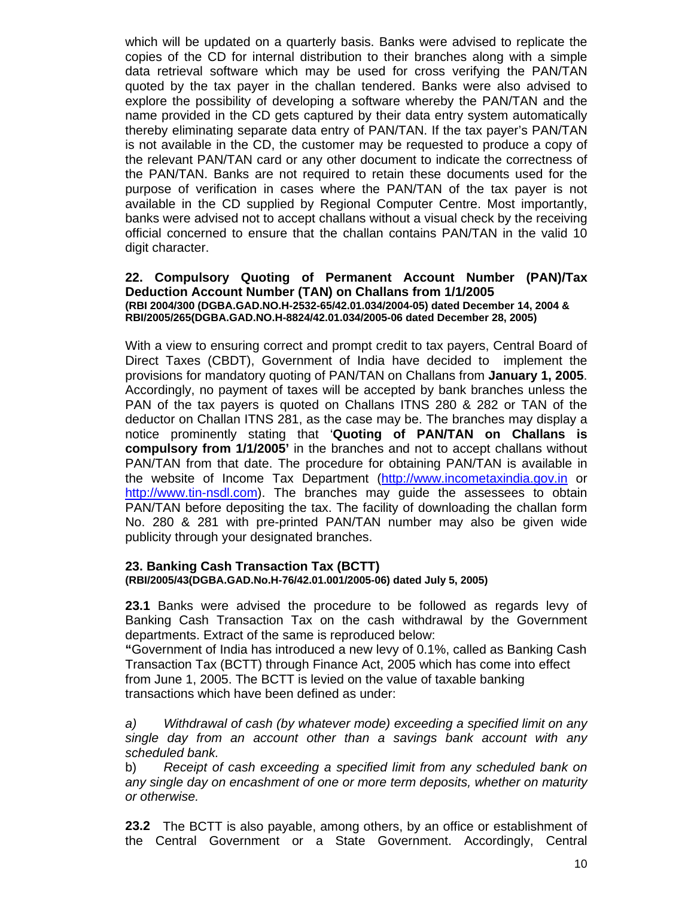which will be updated on a quarterly basis. Banks were advised to replicate the copies of the CD for internal distribution to their branches along with a simple data retrieval software which may be used for cross verifying the PAN/TAN quoted by the tax payer in the challan tendered. Banks were also advised to explore the possibility of developing a software whereby the PAN/TAN and the name provided in the CD gets captured by their data entry system automatically thereby eliminating separate data entry of PAN/TAN. If the tax payer's PAN/TAN is not available in the CD, the customer may be requested to produce a copy of the relevant PAN/TAN card or any other document to indicate the correctness of the PAN/TAN. Banks are not required to retain these documents used for the purpose of verification in cases where the PAN/TAN of the tax payer is not available in the CD supplied by Regional Computer Centre. Most importantly, banks were advised not to accept challans without a visual check by the receiving official concerned to ensure that the challan contains PAN/TAN in the valid 10 digit character.

## 22. Compulsory Quoting of Permanent Account Number (PAN)/Tax Deduction Account Number (TAN) on Challans from 1/1/2005

**(RBI 2004/300 (DGBA.GAD.NO.H-2532-65/42.01.034/2004-05) dated December 14, 2004 & RBI/2005/265(DGBA.GAD.NO.H-8824/42.01.034/2005-06 dated December 28, 2005)**

With a view to ensuring correct and prompt credit to tax payers, Central Board of Direct Taxes (CBDT), Government of India have decided to implement the provisions for mandatory quoting of PAN/TAN on Challans from **January 1, 2005**. Accordingly, no payment of taxes will be accepted by bank branches unless the PAN of the tax payers is quoted on Challans ITNS 280 & 282 or TAN of the deductor on Challan ITNS 281, as the case may be. The branches may display a notice prominently stating that '**Quoting of PAN/TAN on Challans is compulsory from 1/1/2005'** in the branches and not to accept challans without PAN/TAN from that date. The procedure for obtaining PAN/TAN is available in the website of Income Tax Department (http://www.incometaxindia.gov.in or http://www.tin-nsdl.com). The branches may guide the assessees to obtain PAN/TAN before depositing the tax. The facility of downloading the challan form No. 280 & 281 with pre-printed PAN/TAN number may also be given wide publicity through your designated branches.

## 23. Banking Cash Transaction Tax (BCTT)

**(RBI/2005/43(DGBA.GAD.No.H-76/42.01.001/2005-06) dated July 5, 2005)**

**23.1** Banks were advised the procedure to be followed as regards levy of Banking Cash Transaction Tax on the cash withdrawal by the Government departments. Extract of the same is reproduced below:

**"**Government of India has introduced a new levy of 0.1%, called as Banking Cash Transaction Tax (BCTT) through Finance Act, 2005 which has come into effect from June 1, 2005. The BCTT is levied on the value of taxable banking transactions which have been defined as under:

a) *Withdrawal of cash (by whatever mode) exceeding a specified limit on any single day from an account other than a savings bank account with any scheduled bank.*

b) *Receipt of cash exceeding a specified limit from any scheduled bank on any single day on encashment of one or more term deposits, whether on maturity or otherwise.*

**23.2** The BCTT is also payable, among others, by an office or establishment of the Central Government or a State Government. Accordingly, Central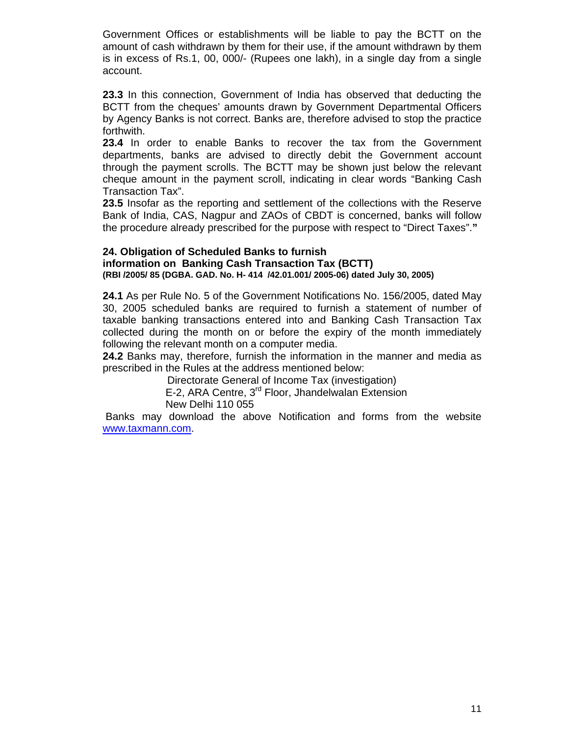Government Offices or establishments will be liable to pay the BCTT on the amount of cash withdrawn by them for their use, if the amount withdrawn by them is in excess of Rs.1, 00, 000/- (Rupees one lakh), in a single day from a single account.

**23.3** In this connection, Government of India has observed that deducting the BCTT from the cheques' amounts drawn by Government Departmental Officers by Agency Banks is not correct. Banks are, therefore advised to stop the practice forthwith.

**23.4** In order to enable Banks to recover the tax from the Government departments, banks are advised to directly debit the Government account through the payment scrolls. The BCTT may be shown just below the relevant cheque amount in the payment scroll, indicating in clear words "Banking Cash Transaction Tax".

**23.5** Insofar as the reporting and settlement of the collections with the Reserve Bank of India, CAS, Nagpur and ZAOs of CBDT is concerned, banks will follow the procedure already prescribed for the purpose with respect to "Direct Taxes".**"**

### 24. Obligation of Scheduled Banks to furnish information on Banking Cash Transaction Tax (BCTT)

**(RBI /2005/ 85 (DGBA. GAD. No. H- 414 /42.01.001/ 2005-06) dated July 30, 2005)**

**24.1** As per Rule No. 5 of the Government Notifications No. 156/2005, dated May 30, 2005 scheduled banks are required to furnish a statement of number of taxable banking transactions entered into and Banking Cash Transaction Tax collected during the month on or before the expiry of the month immediately following the relevant month on a computer media.

**24.2** Banks may, therefore, furnish the information in the manner and media as prescribed in the Rules at the address mentioned below:

Directorate General of Income Tax (investigation)
E-2, ARA Centre, 3rd Floor, Jhandelwalan Extension
New Delhi 110 055

Banks may download the above Notification and forms from the website www.taxmann.com.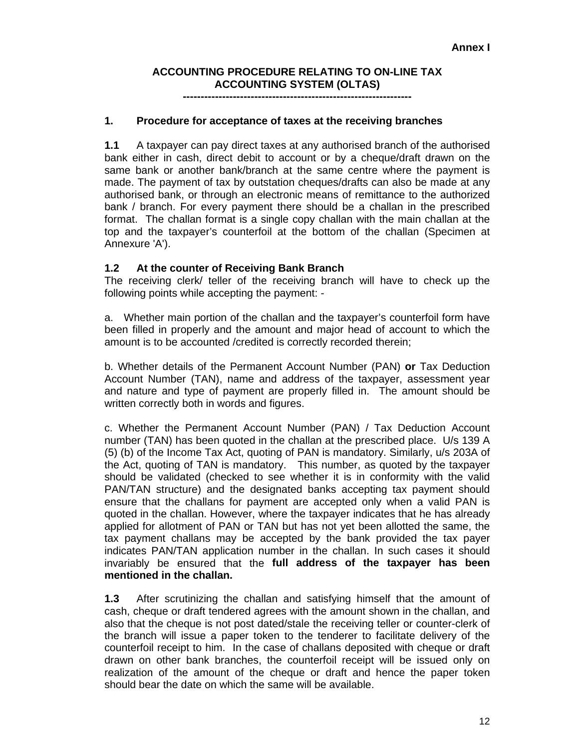**Annex I**

## ACCOUNTING PROCEDURE RELATING TO ON-LINE TAX ACCOUNTING SYSTEM (OLTAS)

---------------------------------------------------------------

### 1. Procedure for acceptance of taxes at the receiving branches

**1.1** A taxpayer can pay direct taxes at any authorised branch of the authorised bank either in cash, direct debit to account or by a cheque/draft drawn on the same bank or another bank/branch at the same centre where the payment is made. The payment of tax by outstation cheques/drafts can also be made at any authorised bank, or through an electronic means of remittance to the authorized bank / branch. For every payment there should be a challan in the prescribed format. The challan format is a single copy challan with the main challan at the top and the taxpayer's counterfoil at the bottom of the challan (Specimen at Annexure 'A').

**1.2 At the counter of Receiving Bank Branch**

The receiving clerk/ teller of the receiving branch will have to check up the following points while accepting the payment: -

a. Whether main portion of the challan and the taxpayer's counterfoil form have been filled in properly and the amount and major head of account to which the amount is to be accounted /credited is correctly recorded therein;

b. Whether details of the Permanent Account Number (PAN) **or** Tax Deduction Account Number (TAN), name and address of the taxpayer, assessment year and nature and type of payment are properly filled in. The amount should be written correctly both in words and figures.

c. Whether the Permanent Account Number (PAN) / Tax Deduction Account number (TAN) has been quoted in the challan at the prescribed place. U/s 139 A (5) (b) of the Income Tax Act, quoting of PAN is mandatory. Similarly, u/s 203A of the Act, quoting of TAN is mandatory. This number, as quoted by the taxpayer should be validated (checked to see whether it is in conformity with the valid PAN/TAN structure) and the designated banks accepting tax payment should ensure that the challans for payment are accepted only when a valid PAN is quoted in the challan. However, where the taxpayer indicates that he has already applied for allotment of PAN or TAN but has not yet been allotted the same, the tax payment challans may be accepted by the bank provided the tax payer indicates PAN/TAN application number in the challan. In such cases it should invariably be ensured that the **full address of the taxpayer has been mentioned in the challan.**

**1.3** After scrutinizing the challan and satisfying himself that the amount of cash, cheque or draft tendered agrees with the amount shown in the challan, and also that the cheque is not post dated/stale the receiving teller or counter-clerk of the branch will issue a paper token to the tenderer to facilitate delivery of the counterfoil receipt to him. In the case of challans deposited with cheque or draft drawn on other bank branches, the counterfoil receipt will be issued only on realization of the amount of the cheque or draft and hence the paper token should bear the date on which the same will be available.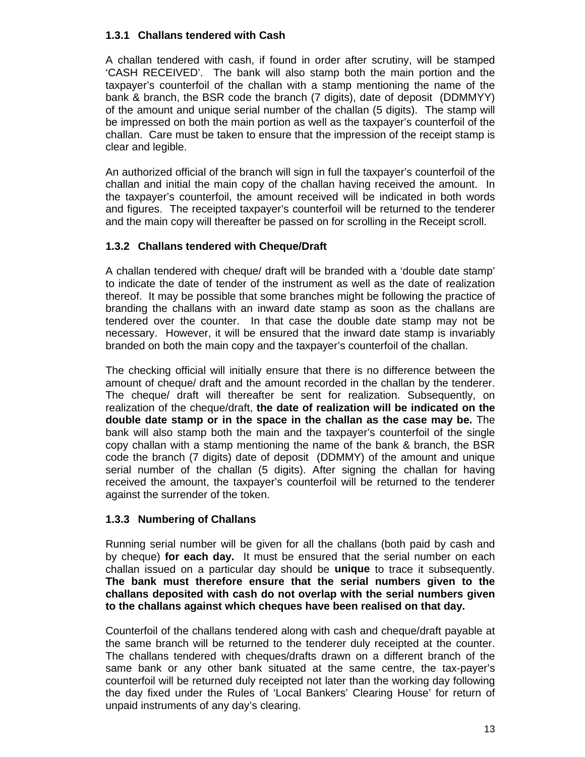### 1.3.1 Challans tendered with Cash

A challan tendered with cash, if found in order after scrutiny, will be stamped 'CASH RECEIVED'. The bank will also stamp both the main portion and the taxpayer's counterfoil of the challan with a stamp mentioning the name of the bank & branch, the BSR code the branch (7 digits), date of deposit (DDMMYY) of the amount and unique serial number of the challan (5 digits). The stamp will be impressed on both the main portion as well as the taxpayer's counterfoil of the challan. Care must be taken to ensure that the impression of the receipt stamp is clear and legible.

An authorized official of the branch will sign in full the taxpayer's counterfoil of the challan and initial the main copy of the challan having received the amount. In the taxpayer's counterfoil, the amount received will be indicated in both words and figures. The receipted taxpayer's counterfoil will be returned to the tenderer and the main copy will thereafter be passed on for scrolling in the Receipt scroll.

### 1.3.2 Challans tendered with Cheque/Draft

A challan tendered with cheque/ draft will be branded with a 'double date stamp' to indicate the date of tender of the instrument as well as the date of realization thereof. It may be possible that some branches might be following the practice of branding the challans with an inward date stamp as soon as the challans are tendered over the counter. In that case the double date stamp may not be necessary. However, it will be ensured that the inward date stamp is invariably branded on both the main copy and the taxpayer's counterfoil of the challan.

The checking official will initially ensure that there is no difference between the amount of cheque/ draft and the amount recorded in the challan by the tenderer. The cheque/ draft will thereafter be sent for realization. Subsequently, on realization of the cheque/draft, **the date of realization will be indicated on the double date stamp or in the space in the challan as the case may be.** The bank will also stamp both the main and the taxpayer's counterfoil of the single copy challan with a stamp mentioning the name of the bank & branch, the BSR code the branch (7 digits) date of deposit (DDMMY) of the amount and unique serial number of the challan (5 digits). After signing the challan for having received the amount, the taxpayer's counterfoil will be returned to the tenderer against the surrender of the token.

### 1.3.3 Numbering of Challans

Running serial number will be given for all the challans (both paid by cash and by cheque) **for each day.** It must be ensured that the serial number on each challan issued on a particular day should be **unique** to trace it subsequently. **The bank must therefore ensure that the serial numbers given to the challans deposited with cash do not overlap with the serial numbers given to the challans against which cheques have been realised on that day.**

Counterfoil of the challans tendered along with cash and cheque/draft payable at the same branch will be returned to the tenderer duly receipted at the counter. The challans tendered with cheques/drafts drawn on a different branch of the same bank or any other bank situated at the same centre, the tax-payer's counterfoil will be returned duly receipted not later than the working day following the day fixed under the Rules of 'Local Bankers' Clearing House' for return of unpaid instruments of any day's clearing.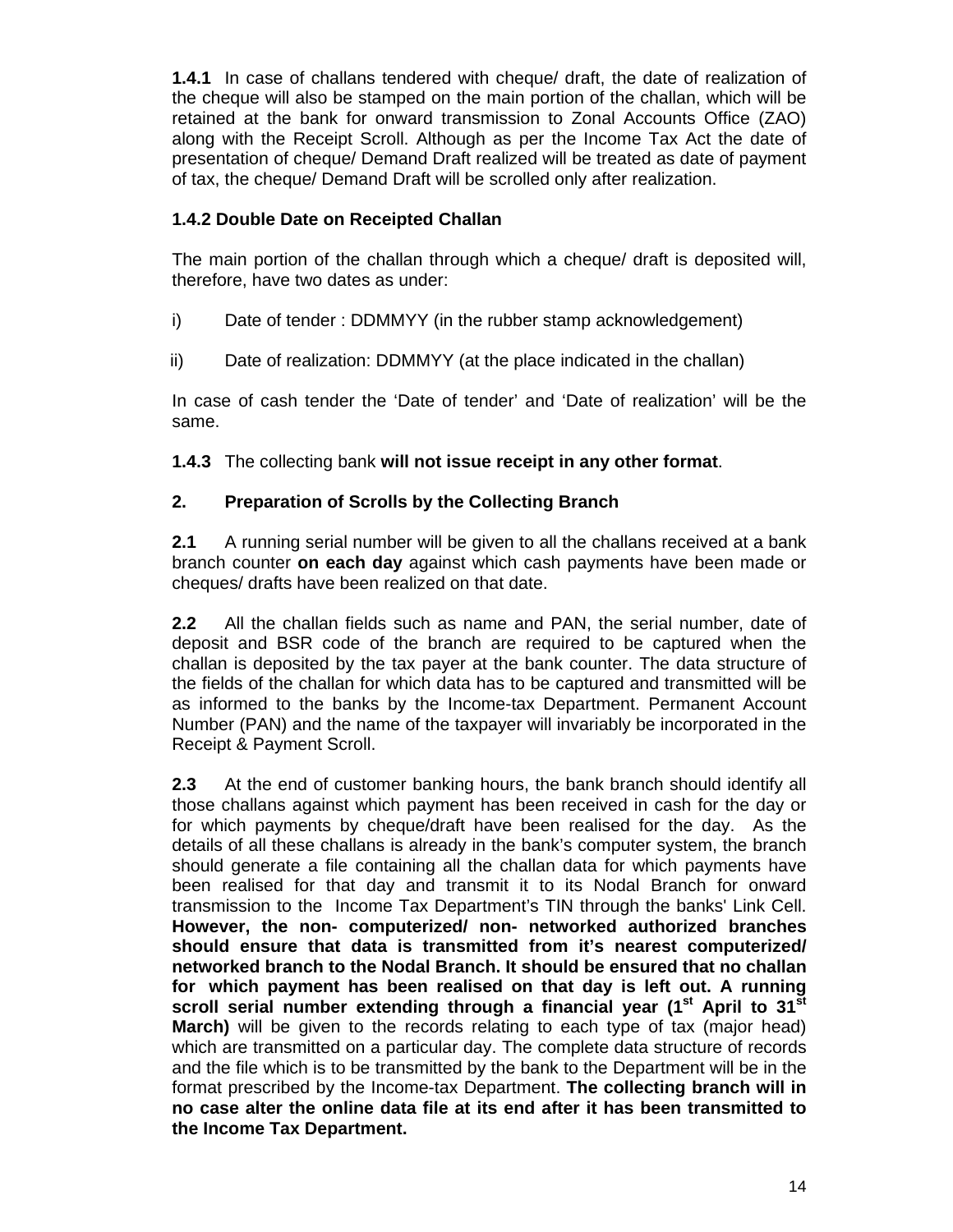**1.4.1** In case of challans tendered with cheque/ draft, the date of realization of the cheque will also be stamped on the main portion of the challan, which will be retained at the bank for onward transmission to Zonal Accounts Office (ZAO) along with the Receipt Scroll. Although as per the Income Tax Act the date of presentation of cheque/ Demand Draft realized will be treated as date of payment of tax, the cheque/ Demand Draft will be scrolled only after realization.

**1.4.2 Double Date on Receipted Challan**

The main portion of the challan through which a cheque/ draft is deposited will, therefore, have two dates as under:

i) Date of tender : DDMMYY (in the rubber stamp acknowledgement)

ii) Date of realization: DDMMYY (at the place indicated in the challan)

In case of cash tender the 'Date of tender' and 'Date of realization' will be the same.

**1.4.3** The collecting bank **will not issue receipt in any other format**.

## 2. Preparation of Scrolls by the Collecting Branch

**2.1** A running serial number will be given to all the challans received at a bank branch counter **on each day** against which cash payments have been made or cheques/ drafts have been realized on that date.

**2.2** All the challan fields such as name and PAN, the serial number, date of deposit and BSR code of the branch are required to be captured when the challan is deposited by the tax payer at the bank counter. The data structure of the fields of the challan for which data has to be captured and transmitted will be as informed to the banks by the Income-tax Department. Permanent Account Number (PAN) and the name of the taxpayer will invariably be incorporated in the Receipt & Payment Scroll.

**2.3** At the end of customer banking hours, the bank branch should identify all those challans against which payment has been received in cash for the day or for which payments by cheque/draft have been realised for the day. As the details of all these challans is already in the bank's computer system, the branch should generate a file containing all the challan data for which payments have been realised for that day and transmit it to its Nodal Branch for onward transmission to the Income Tax Department's TIN through the banks' Link Cell. **However, the non- computerized/ non- networked authorized branches should ensure that data is transmitted from it's nearest computerized/ networked branch to the Nodal Branch. It should be ensured that no challan for which payment has been realised on that day is left out. A running scroll serial number extending through a financial year (1st April to 31st March)** will be given to the records relating to each type of tax (major head) which are transmitted on a particular day. The complete data structure of records and the file which is to be transmitted by the bank to the Department will be in the format prescribed by the Income-tax Department. **The collecting branch will in no case alter the online data file at its end after it has been transmitted to the Income Tax Department.**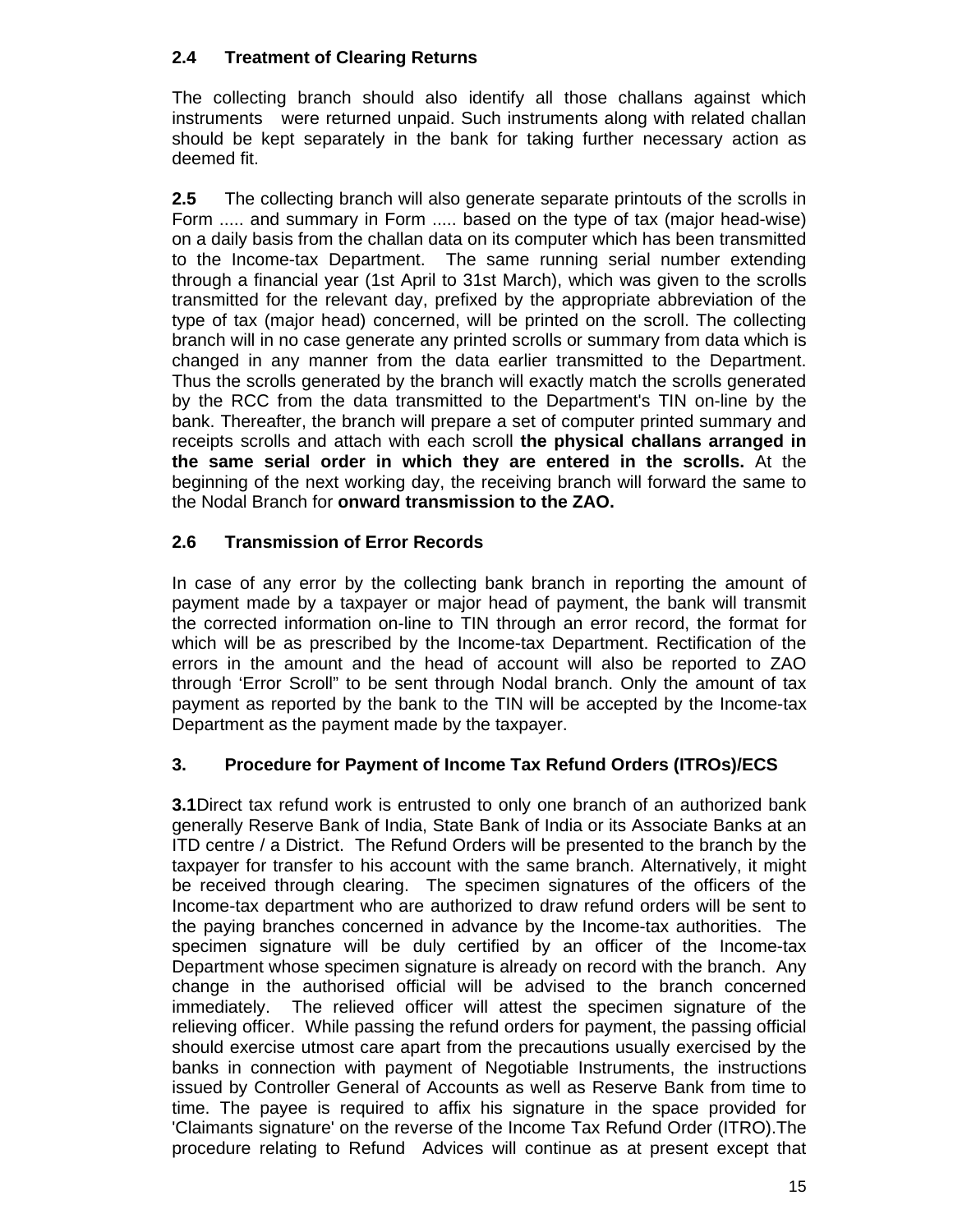### 2.4 Treatment of Clearing Returns

The collecting branch should also identify all those challans against which instruments were returned unpaid. Such instruments along with related challan should be kept separately in the bank for taking further necessary action as deemed fit.

**2.5** The collecting branch will also generate separate printouts of the scrolls in Form ..... and summary in Form ..... based on the type of tax (major head-wise) on a daily basis from the challan data on its computer which has been transmitted to the Income-tax Department. The same running serial number extending through a financial year (1st April to 31st March), which was given to the scrolls transmitted for the relevant day, prefixed by the appropriate abbreviation of the type of tax (major head) concerned, will be printed on the scroll. The collecting branch will in no case generate any printed scrolls or summary from data which is changed in any manner from the data earlier transmitted to the Department. Thus the scrolls generated by the branch will exactly match the scrolls generated by the RCC from the data transmitted to the Department's TIN on-line by the bank. Thereafter, the branch will prepare a set of computer printed summary and receipts scrolls and attach with each scroll **the physical challans arranged in the same serial order in which they are entered in the scrolls.** At the beginning of the next working day, the receiving branch will forward the same to the Nodal Branch for **onward transmission to the ZAO.**

### 2.6 Transmission of Error Records

In case of any error by the collecting bank branch in reporting the amount of payment made by a taxpayer or major head of payment, the bank will transmit the corrected information on-line to TIN through an error record, the format for which will be as prescribed by the Income-tax Department. Rectification of the errors in the amount and the head of account will also be reported to ZAO through 'Error Scroll" to be sent through Nodal branch. Only the amount of tax payment as reported by the bank to the TIN will be accepted by the Income-tax Department as the payment made by the taxpayer.

## 3. Procedure for Payment of Income Tax Refund Orders (ITROs)/ECS

**3.1**Direct tax refund work is entrusted to only one branch of an authorized bank generally Reserve Bank of India, State Bank of India or its Associate Banks at an ITD centre / a District. The Refund Orders will be presented to the branch by the taxpayer for transfer to his account with the same branch. Alternatively, it might be received through clearing. The specimen signatures of the officers of the Income-tax department who are authorized to draw refund orders will be sent to the paying branches concerned in advance by the Income-tax authorities. The specimen signature will be duly certified by an officer of the Income-tax Department whose specimen signature is already on record with the branch. Any change in the authorised official will be advised to the branch concerned immediately. The relieved officer will attest the specimen signature of the relieving officer. While passing the refund orders for payment, the passing official should exercise utmost care apart from the precautions usually exercised by the banks in connection with payment of Negotiable Instruments, the instructions issued by Controller General of Accounts as well as Reserve Bank from time to time. The payee is required to affix his signature in the space provided for 'Claimants signature' on the reverse of the Income Tax Refund Order (ITRO).The procedure relating to Refund Advices will continue as at present except that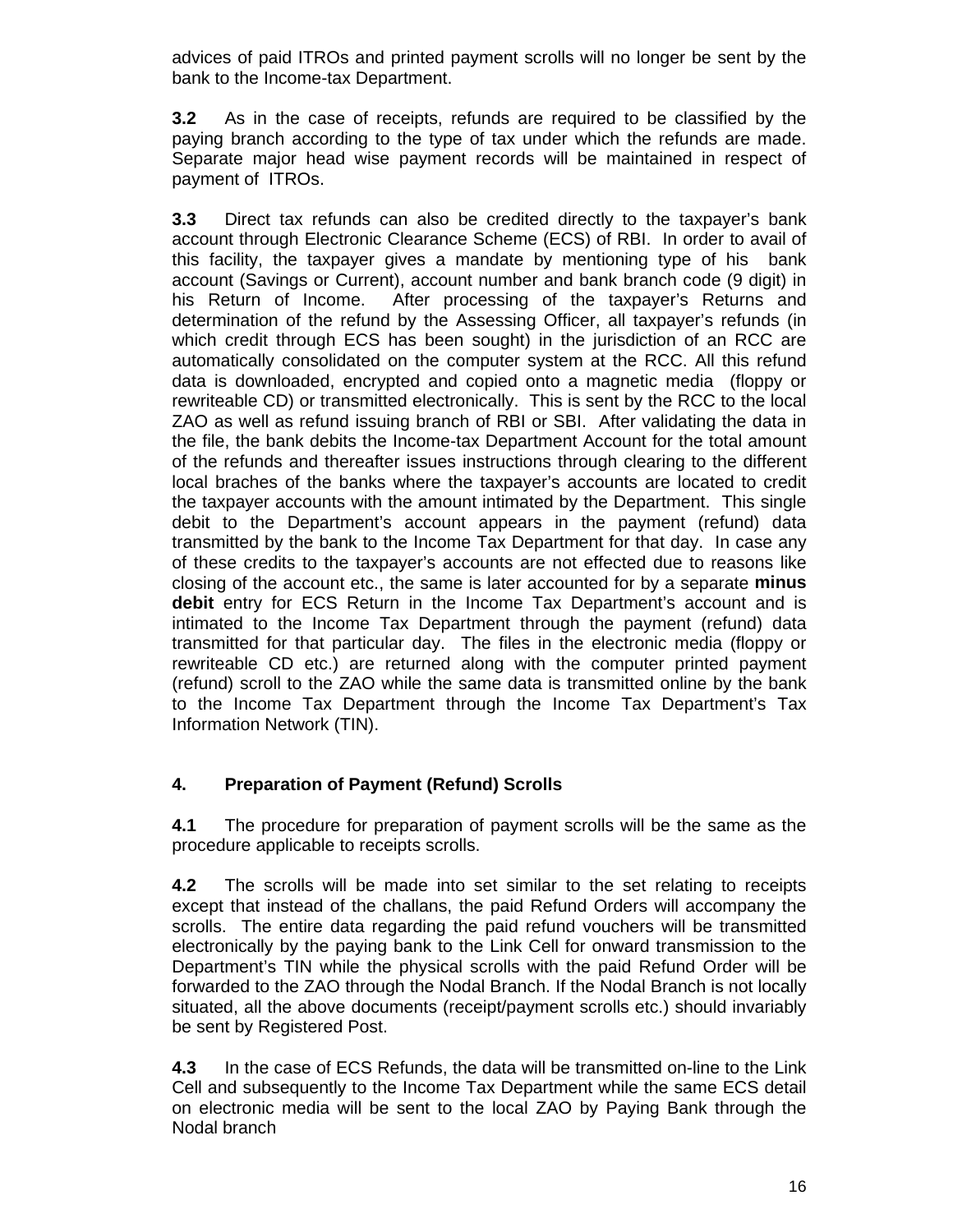advices of paid ITROs and printed payment scrolls will no longer be sent by the bank to the Income-tax Department.

**3.2** As in the case of receipts, refunds are required to be classified by the paying branch according to the type of tax under which the refunds are made. Separate major head wise payment records will be maintained in respect of payment of ITROs.

**3.3** Direct tax refunds can also be credited directly to the taxpayer's bank account through Electronic Clearance Scheme (ECS) of RBI. In order to avail of this facility, the taxpayer gives a mandate by mentioning type of his bank account (Savings or Current), account number and bank branch code (9 digit) in his Return of Income. After processing of the taxpayer's Returns and determination of the refund by the Assessing Officer, all taxpayer's refunds (in which credit through ECS has been sought) in the jurisdiction of an RCC are automatically consolidated on the computer system at the RCC. All this refund data is downloaded, encrypted and copied onto a magnetic media (floppy or rewriteable CD) or transmitted electronically. This is sent by the RCC to the local ZAO as well as refund issuing branch of RBI or SBI. After validating the data in the file, the bank debits the Income-tax Department Account for the total amount of the refunds and thereafter issues instructions through clearing to the different local braches of the banks where the taxpayer's accounts are located to credit the taxpayer accounts with the amount intimated by the Department. This single debit to the Department's account appears in the payment (refund) data transmitted by the bank to the Income Tax Department for that day. In case any of these credits to the taxpayer's accounts are not effected due to reasons like closing of the account etc., the same is later accounted for by a separate **minus debit** entry for ECS Return in the Income Tax Department's account and is intimated to the Income Tax Department through the payment (refund) data transmitted for that particular day. The files in the electronic media (floppy or rewriteable CD etc.) are returned along with the computer printed payment (refund) scroll to the ZAO while the same data is transmitted online by the bank to the Income Tax Department through the Income Tax Department's Tax Information Network (TIN).

## 4. Preparation of Payment (Refund) Scrolls

**4.1** The procedure for preparation of payment scrolls will be the same as the procedure applicable to receipts scrolls.

**4.2** The scrolls will be made into set similar to the set relating to receipts except that instead of the challans, the paid Refund Orders will accompany the scrolls. The entire data regarding the paid refund vouchers will be transmitted electronically by the paying bank to the Link Cell for onward transmission to the Department's TIN while the physical scrolls with the paid Refund Order will be forwarded to the ZAO through the Nodal Branch. If the Nodal Branch is not locally situated, all the above documents (receipt/payment scrolls etc.) should invariably be sent by Registered Post.

**4.3** In the case of ECS Refunds, the data will be transmitted on-line to the Link Cell and subsequently to the Income Tax Department while the same ECS detail on electronic media will be sent to the local ZAO by Paying Bank through the Nodal branch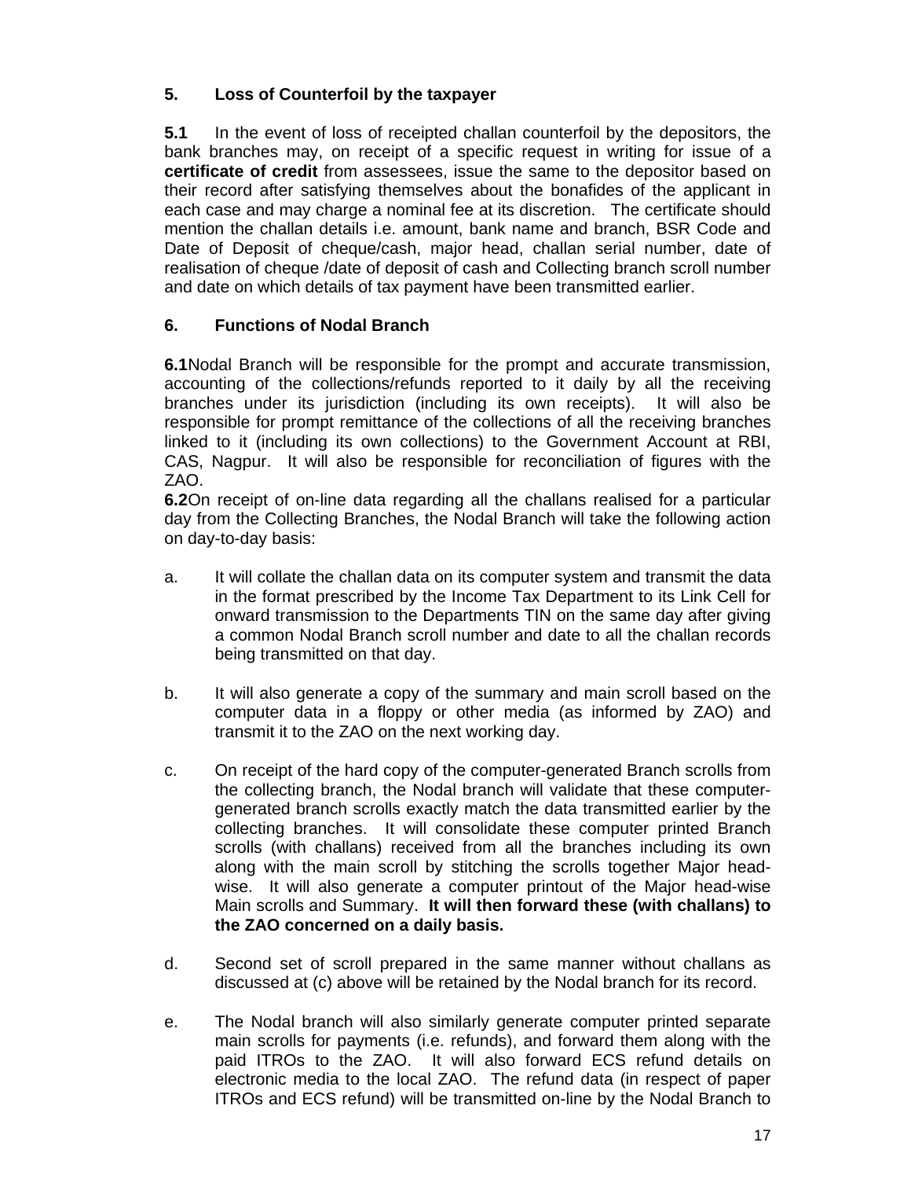## 5. Loss of Counterfoil by the taxpayer

**5.1** In the event of loss of receipted challan counterfoil by the depositors, the bank branches may, on receipt of a specific request in writing for issue of a **certificate of credit** from assessees, issue the same to the depositor based on their record after satisfying themselves about the bonafides of the applicant in each case and may charge a nominal fee at its discretion. The certificate should mention the challan details i.e. amount, bank name and branch, BSR Code and Date of Deposit of cheque/cash, major head, challan serial number, date of realisation of cheque /date of deposit of cash and Collecting branch scroll number and date on which details of tax payment have been transmitted earlier.

## 6. Functions of Nodal Branch

**6.1**Nodal Branch will be responsible for the prompt and accurate transmission, accounting of the collections/refunds reported to it daily by all the receiving branches under its jurisdiction (including its own receipts). It will also be responsible for prompt remittance of the collections of all the receiving branches linked to it (including its own collections) to the Government Account at RBI, CAS, Nagpur. It will also be responsible for reconciliation of figures with the ZAO.

**6.2**On receipt of on-line data regarding all the challans realised for a particular day from the Collecting Branches, the Nodal Branch will take the following action on day-to-day basis:

a. It will collate the challan data on its computer system and transmit the data in the format prescribed by the Income Tax Department to its Link Cell for onward transmission to the Departments TIN on the same day after giving a common Nodal Branch scroll number and date to all the challan records being transmitted on that day.

b. It will also generate a copy of the summary and main scroll based on the computer data in a floppy or other media (as informed by ZAO) and transmit it to the ZAO on the next working day.

c. On receipt of the hard copy of the computer-generated Branch scrolls from the collecting branch, the Nodal branch will validate that these computer-generated branch scrolls exactly match the data transmitted earlier by the collecting branches. It will consolidate these computer printed Branch scrolls (with challans) received from all the branches including its own along with the main scroll by stitching the scrolls together Major head-wise. It will also generate a computer printout of the Major head-wise Main scrolls and Summary. **It will then forward these (with challans) to the ZAO concerned on a daily basis.**

d. Second set of scroll prepared in the same manner without challans as discussed at (c) above will be retained by the Nodal branch for its record.

e. The Nodal branch will also similarly generate computer printed separate main scrolls for payments (i.e. refunds), and forward them along with the paid ITROs to the ZAO. It will also forward ECS refund details on electronic media to the local ZAO. The refund data (in respect of paper ITROs and ECS refund) will be transmitted on-line by the Nodal Branch to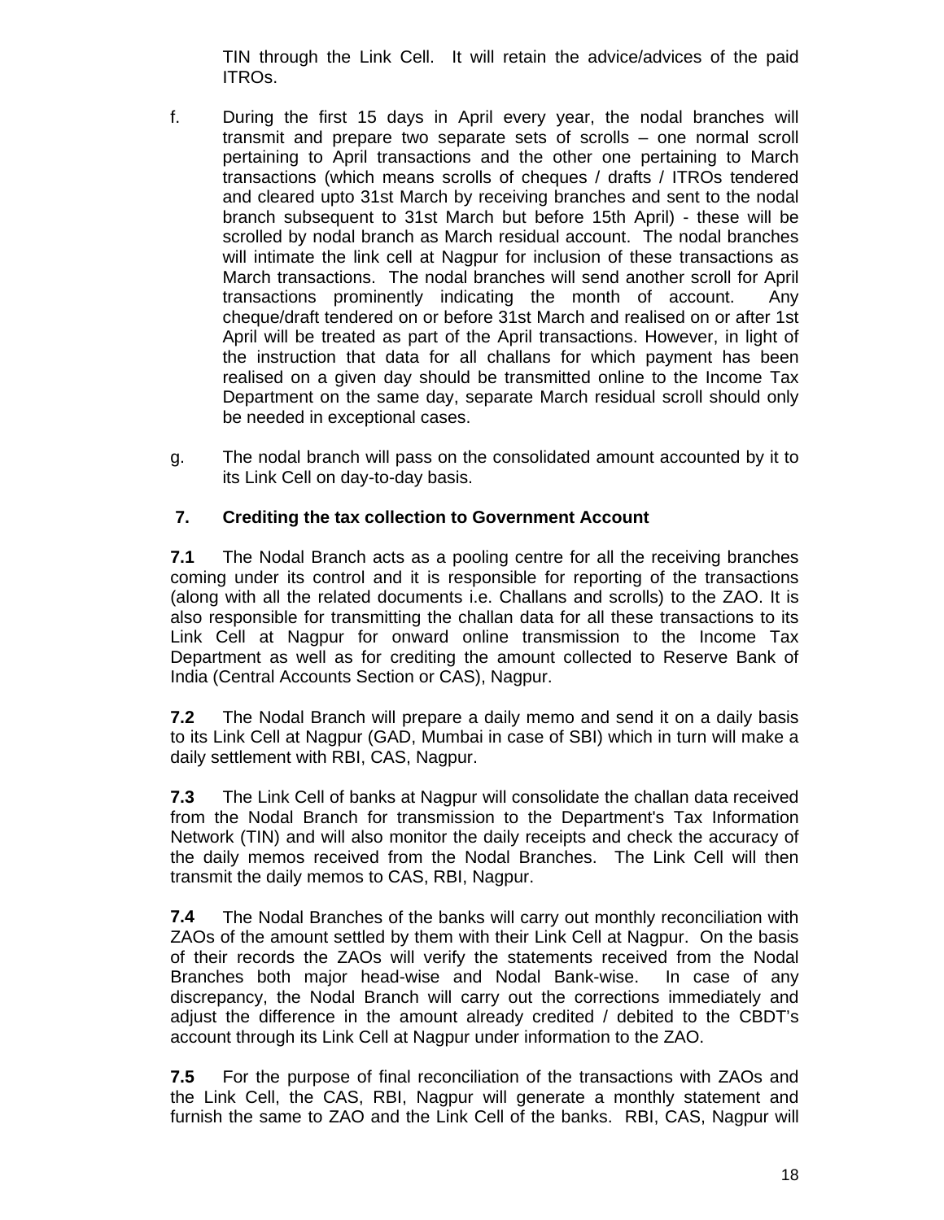TIN through the Link Cell. It will retain the advice/advices of the paid ITROs.

f. During the first 15 days in April every year, the nodal branches will transmit and prepare two separate sets of scrolls – one normal scroll pertaining to April transactions and the other one pertaining to March transactions (which means scrolls of cheques / drafts / ITROs tendered and cleared upto 31st March by receiving branches and sent to the nodal branch subsequent to 31st March but before 15th April) - these will be scrolled by nodal branch as March residual account. The nodal branches will intimate the link cell at Nagpur for inclusion of these transactions as March transactions. The nodal branches will send another scroll for April transactions prominently indicating the month of account. Any cheque/draft tendered on or before 31st March and realised on or after 1st April will be treated as part of the April transactions. However, in light of the instruction that data for all challans for which payment has been realised on a given day should be transmitted online to the Income Tax Department on the same day, separate March residual scroll should only be needed in exceptional cases.

g. The nodal branch will pass on the consolidated amount accounted by it to its Link Cell on day-to-day basis.

## 7. Crediting the tax collection to Government Account

**7.1** The Nodal Branch acts as a pooling centre for all the receiving branches coming under its control and it is responsible for reporting of the transactions (along with all the related documents i.e. Challans and scrolls) to the ZAO. It is also responsible for transmitting the challan data for all these transactions to its Link Cell at Nagpur for onward online transmission to the Income Tax Department as well as for crediting the amount collected to Reserve Bank of India (Central Accounts Section or CAS), Nagpur.

**7.2** The Nodal Branch will prepare a daily memo and send it on a daily basis to its Link Cell at Nagpur (GAD, Mumbai in case of SBI) which in turn will make a daily settlement with RBI, CAS, Nagpur.

**7.3** The Link Cell of banks at Nagpur will consolidate the challan data received from the Nodal Branch for transmission to the Department's Tax Information Network (TIN) and will also monitor the daily receipts and check the accuracy of the daily memos received from the Nodal Branches. The Link Cell will then transmit the daily memos to CAS, RBI, Nagpur.

**7.4** The Nodal Branches of the banks will carry out monthly reconciliation with ZAOs of the amount settled by them with their Link Cell at Nagpur. On the basis of their records the ZAOs will verify the statements received from the Nodal Branches both major head-wise and Nodal Bank-wise. In case of any discrepancy, the Nodal Branch will carry out the corrections immediately and adjust the difference in the amount already credited / debited to the CBDT's account through its Link Cell at Nagpur under information to the ZAO.

**7.5** For the purpose of final reconciliation of the transactions with ZAOs and the Link Cell, the CAS, RBI, Nagpur will generate a monthly statement and furnish the same to ZAO and the Link Cell of the banks. RBI, CAS, Nagpur will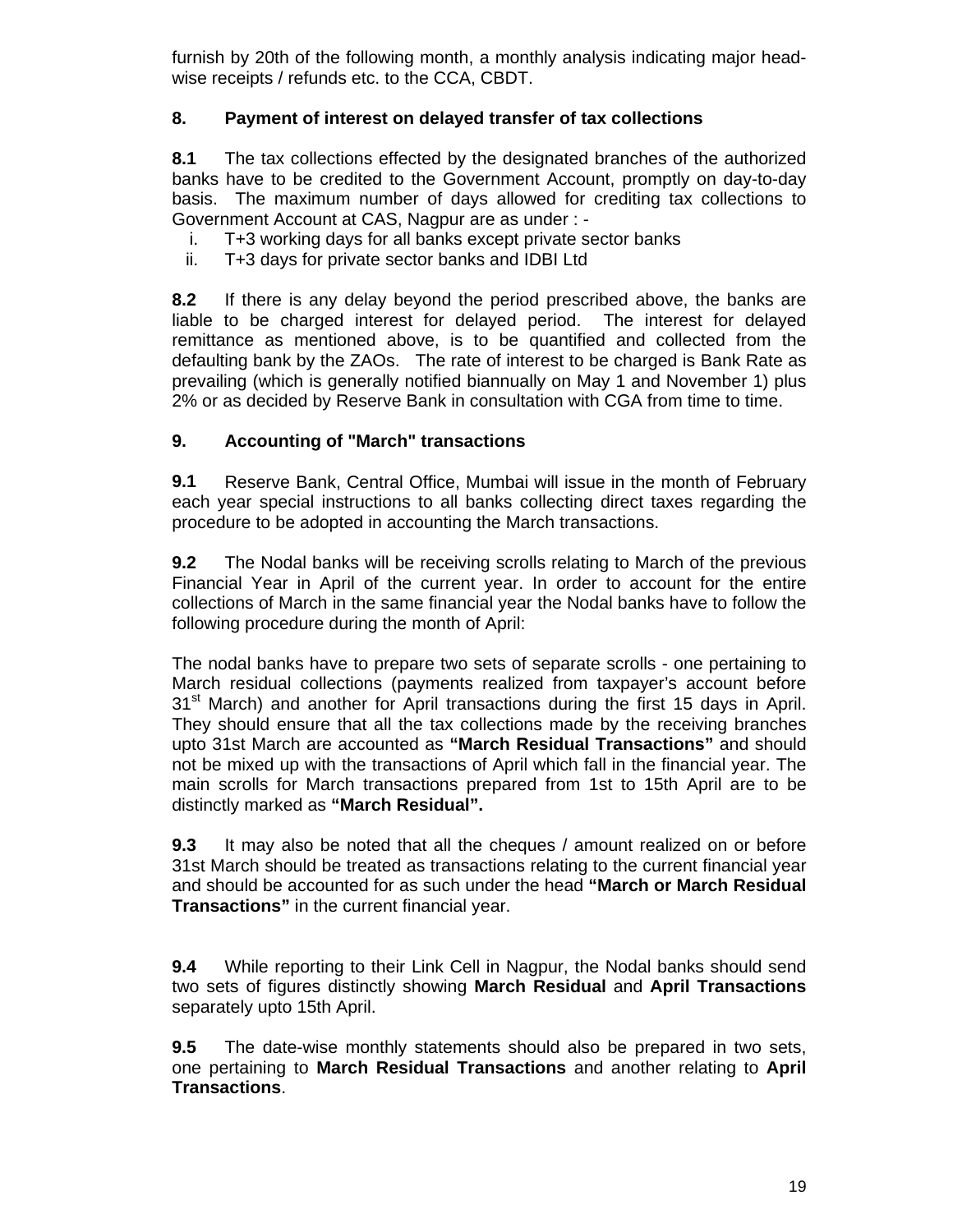furnish by 20th of the following month, a monthly analysis indicating major head-wise receipts / refunds etc. to the CCA, CBDT.

## 8. Payment of interest on delayed transfer of tax collections

**8.1** The tax collections effected by the designated branches of the authorized banks have to be credited to the Government Account, promptly on day-to-day basis. The maximum number of days allowed for crediting tax collections to Government Account at CAS, Nagpur are as under : -

i. T+3 working days for all banks except private sector banks
ii. T+3 days for private sector banks and IDBI Ltd

**8.2** If there is any delay beyond the period prescribed above, the banks are liable to be charged interest for delayed period. The interest for delayed remittance as mentioned above, is to be quantified and collected from the defaulting bank by the ZAOs. The rate of interest to be charged is Bank Rate as prevailing (which is generally notified biannually on May 1 and November 1) plus 2% or as decided by Reserve Bank in consultation with CGA from time to time.

## 9. Accounting of "March" transactions

**9.1** Reserve Bank, Central Office, Mumbai will issue in the month of February each year special instructions to all banks collecting direct taxes regarding the procedure to be adopted in accounting the March transactions.

**9.2** The Nodal banks will be receiving scrolls relating to March of the previous Financial Year in April of the current year. In order to account for the entire collections of March in the same financial year the Nodal banks have to follow the following procedure during the month of April:

The nodal banks have to prepare two sets of separate scrolls - one pertaining to March residual collections (payments realized from taxpayer's account before 31st March) and another for April transactions during the first 15 days in April. They should ensure that all the tax collections made by the receiving branches upto 31st March are accounted as **"March Residual Transactions"** and should not be mixed up with the transactions of April which fall in the financial year. The main scrolls for March transactions prepared from 1st to 15th April are to be distinctly marked as **"March Residual".**

**9.3** It may also be noted that all the cheques / amount realized on or before 31st March should be treated as transactions relating to the current financial year and should be accounted for as such under the head **"March or March Residual Transactions"** in the current financial year.

**9.4** While reporting to their Link Cell in Nagpur, the Nodal banks should send two sets of figures distinctly showing **March Residual** and **April Transactions** separately upto 15th April.

**9.5** The date-wise monthly statements should also be prepared in two sets, one pertaining to **March Residual Transactions** and another relating to **April Transactions**.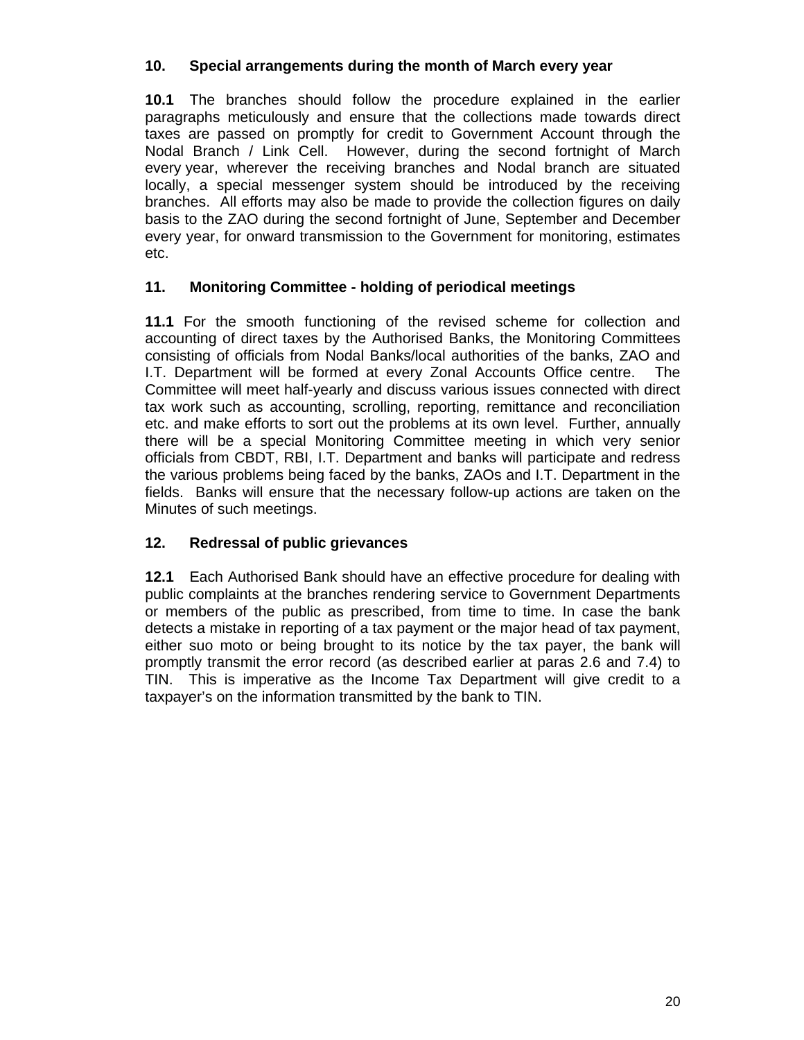## 10. Special arrangements during the month of March every year

**10.1** The branches should follow the procedure explained in the earlier paragraphs meticulously and ensure that the collections made towards direct taxes are passed on promptly for credit to Government Account through the Nodal Branch / Link Cell. However, during the second fortnight of March every year, wherever the receiving branches and Nodal branch are situated locally, a special messenger system should be introduced by the receiving branches. All efforts may also be made to provide the collection figures on daily basis to the ZAO during the second fortnight of June, September and December every year, for onward transmission to the Government for monitoring, estimates etc.

## 11. Monitoring Committee - holding of periodical meetings

**11.1** For the smooth functioning of the revised scheme for collection and accounting of direct taxes by the Authorised Banks, the Monitoring Committees consisting of officials from Nodal Banks/local authorities of the banks, ZAO and I.T. Department will be formed at every Zonal Accounts Office centre. The Committee will meet half-yearly and discuss various issues connected with direct tax work such as accounting, scrolling, reporting, remittance and reconciliation etc. and make efforts to sort out the problems at its own level. Further, annually there will be a special Monitoring Committee meeting in which very senior officials from CBDT, RBI, I.T. Department and banks will participate and redress the various problems being faced by the banks, ZAOs and I.T. Department in the fields. Banks will ensure that the necessary follow-up actions are taken on the Minutes of such meetings.

## 12. Redressal of public grievances

**12.1** Each Authorised Bank should have an effective procedure for dealing with public complaints at the branches rendering service to Government Departments or members of the public as prescribed, from time to time. In case the bank detects a mistake in reporting of a tax payment or the major head of tax payment, either suo moto or being brought to its notice by the tax payer, the bank will promptly transmit the error record (as described earlier at paras 2.6 and 7.4) to TIN. This is imperative as the Income Tax Department will give credit to a taxpayer's on the information transmitted by the bank to TIN.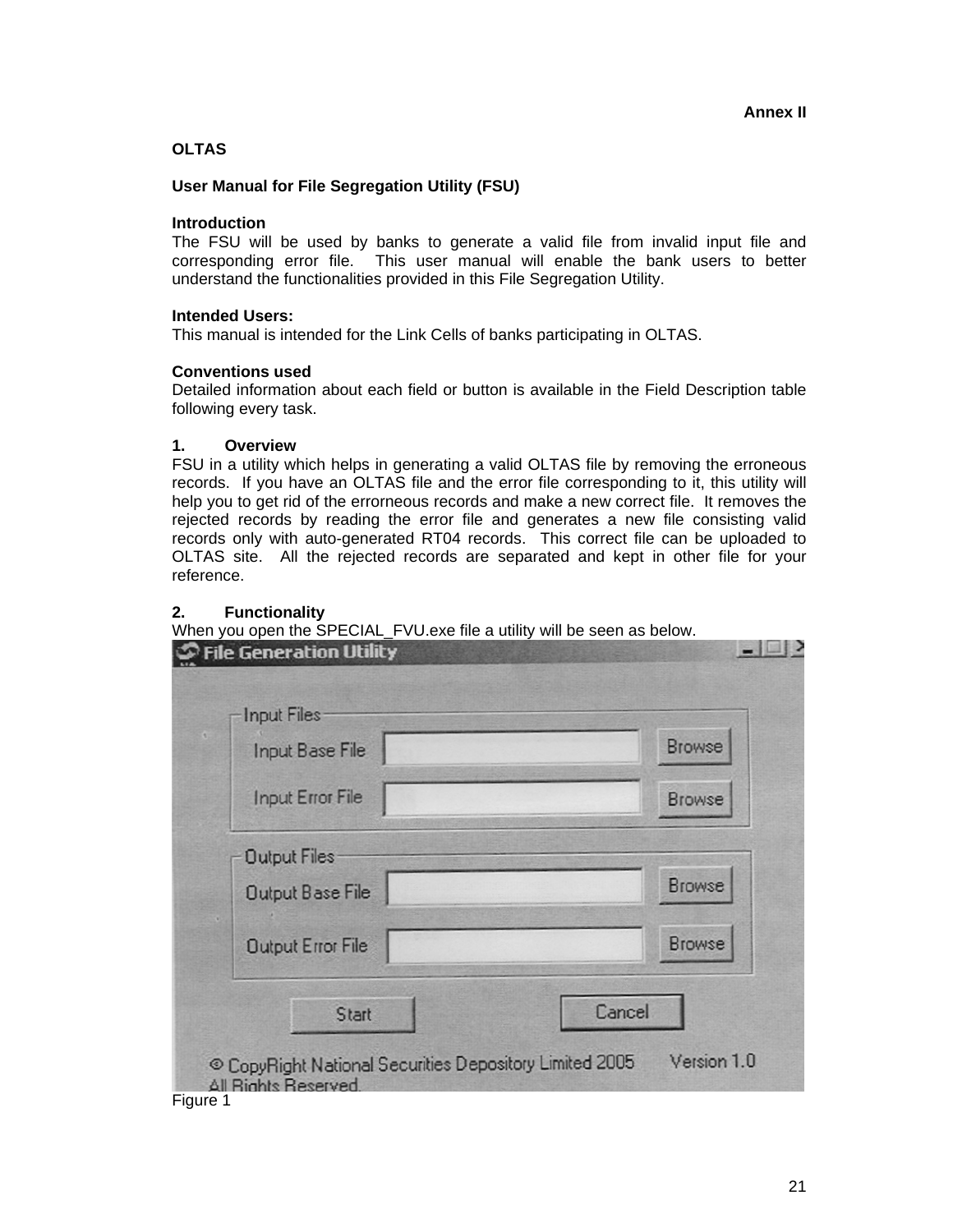**Annex II**

**OLTAS**

**User Manual for File Segregation Utility (FSU)**

**Introduction**

The FSU will be used by banks to generate a valid file from invalid input file and corresponding error file. This user manual will enable the bank users to better understand the functionalities provided in this File Segregation Utility.

**Intended Users:**

This manual is intended for the Link Cells of banks participating in OLTAS.

**Conventions used**

Detailed information about each field or button is available in the Field Description table following every task.

## 1. Overview

FSU in a utility which helps in generating a valid OLTAS file by removing the erroneous records. If you have an OLTAS file and the error file corresponding to it, this utility will help you to get rid of the errorneous records and make a new correct file. It removes the rejected records by reading the error file and generates a new file consisting valid records only with auto-generated RT04 records. This correct file can be uploaded to OLTAS site. All the rejected records are separated and kept in other file for your reference.

## 2. Functionality

When you open the SPECIAL_FVU.exe file a utility will be seen as below.

Figure 1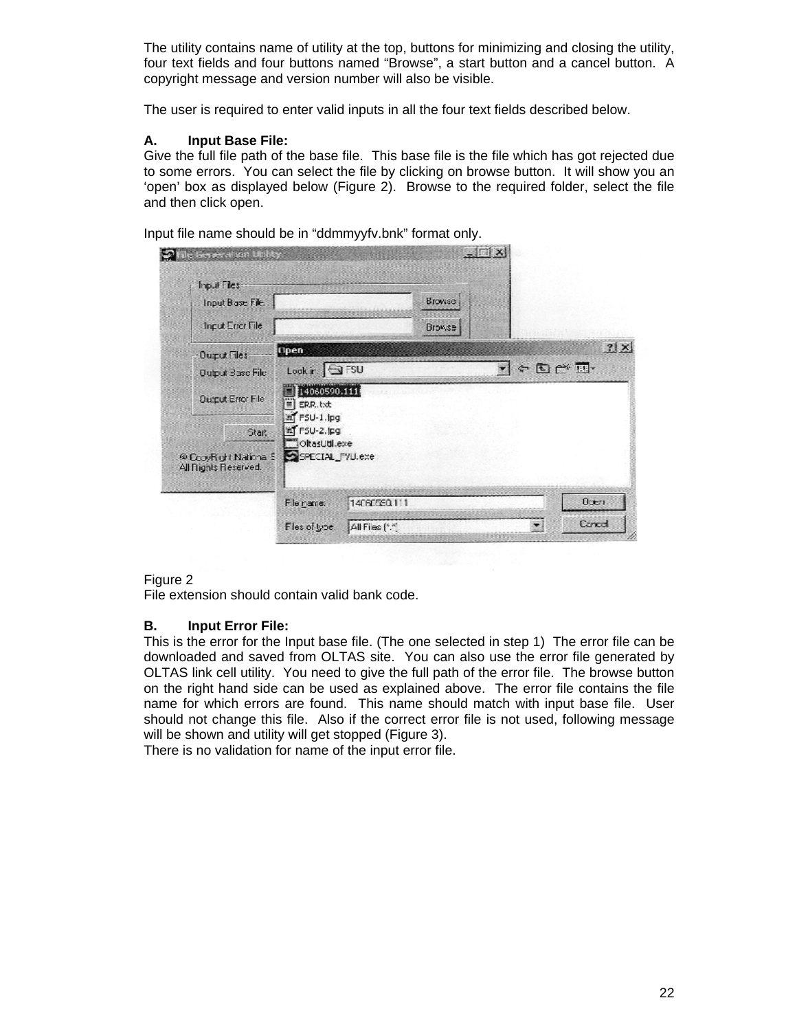The utility contains name of utility at the top, buttons for minimizing and closing the utility, four text fields and four buttons named "Browse", a start button and a cancel button. A copyright message and version number will also be visible.

The user is required to enter valid inputs in all the four text fields described below.

**A. Input Base File:**

Give the full file path of the base file. This base file is the file which has got rejected due to some errors. You can select the file by clicking on browse button. It will show you an 'open' box as displayed below (Figure 2). Browse to the required folder, select the file and then click open.

Input file name should be in "ddmmyyfv.bnk" format only.

Figure 2

File extension should contain valid bank code.

**B. Input Error File:**

This is the error for the Input base file. (The one selected in step 1) The error file can be downloaded and saved from OLTAS site. You can also use the error file generated by OLTAS link cell utility. You need to give the full path of the error file. The browse button on the right hand side can be used as explained above. The error file contains the file name for which errors are found. This name should match with input base file. User should not change this file. Also if the correct error file is not used, following message will be shown and utility will get stopped (Figure 3).

There is no validation for name of the input error file.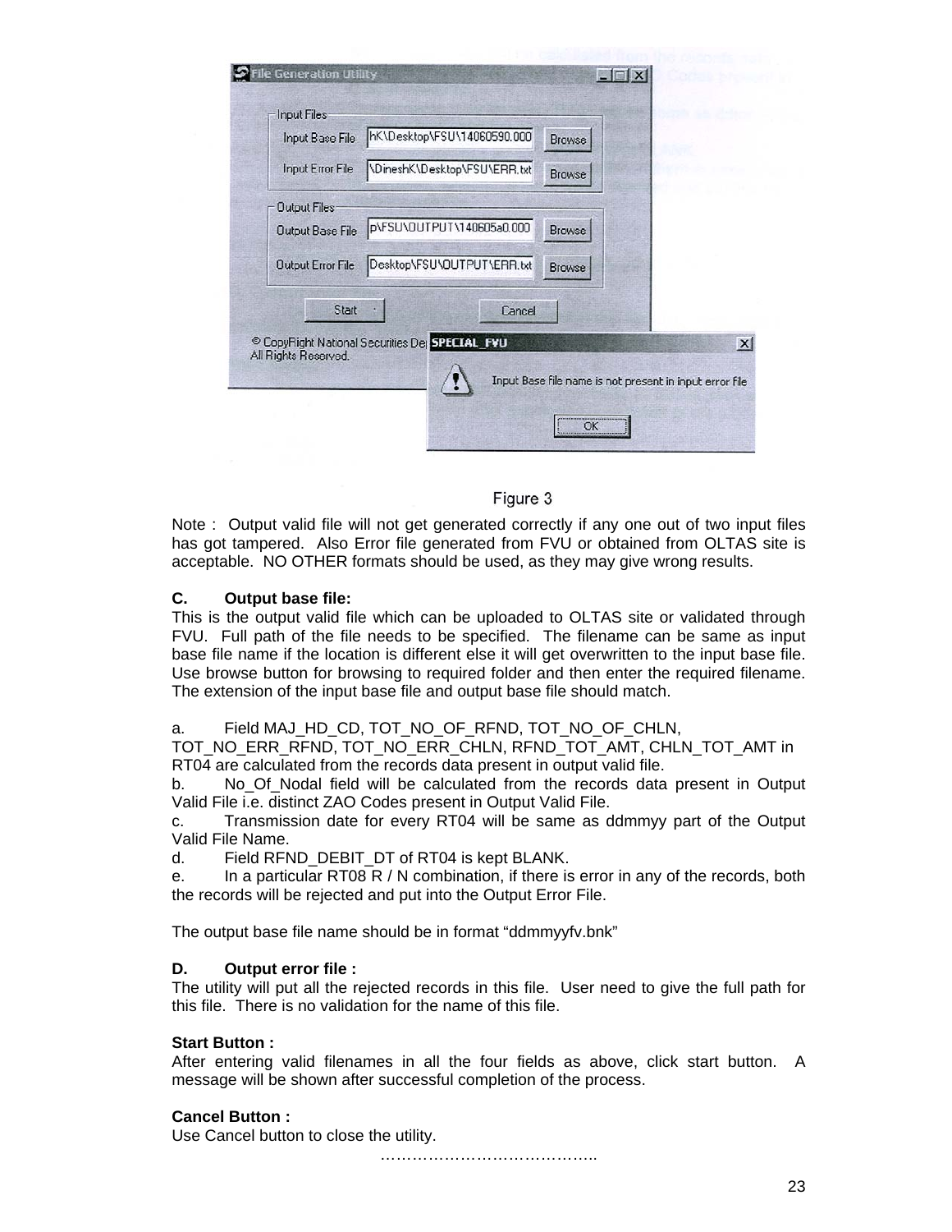Figure 3

Note : Output valid file will not get generated correctly if any one out of two input files has got tampered. Also Error file generated from FVU or obtained from OLTAS site is acceptable. NO OTHER formats should be used, as they may give wrong results.

**C. Output base file:**

This is the output valid file which can be uploaded to OLTAS site or validated through FVU. Full path of the file needs to be specified. The filename can be same as input base file name if the location is different else it will get overwritten to the input base file. Use browse button for browsing to required folder and then enter the required filename. The extension of the input base file and output base file should match.

a. Field MAJ_HD_CD, TOT_NO_OF_RFND, TOT_NO_OF_CHLN, TOT_NO_ERR_RFND, TOT_NO_ERR_CHLN, RFND_TOT_AMT, CHLN_TOT_AMT in RT04 are calculated from the records data present in output valid file.
b. No_Of_Nodal field will be calculated from the records data present in Output Valid File i.e. distinct ZAO Codes present in Output Valid File.
c. Transmission date for every RT04 will be same as ddmmyy part of the Output Valid File Name.
d. Field RFND_DEBIT_DT of RT04 is kept BLANK.
e. In a particular RT08 R / N combination, if there is error in any of the records, both the records will be rejected and put into the Output Error File.

The output base file name should be in format "ddmmyyfv.bnk"

**D. Output error file :**

The utility will put all the rejected records in this file. User need to give the full path for this file. There is no validation for the name of this file.

**Start Button :**

After entering valid filenames in all the four fields as above, click start button. A message will be shown after successful completion of the process.

**Cancel Button :**

Use Cancel button to close the utility.

……………………………………..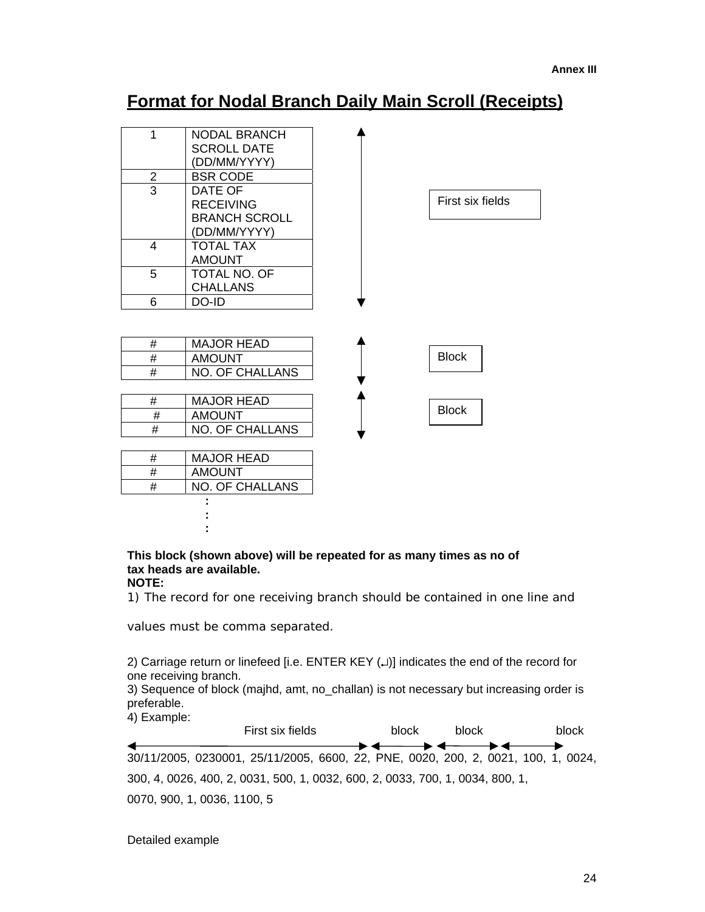Annex III

# Format for Nodal Branch Daily Main Scroll (Receipts)

| | |
|---|---|
| 1 | NODAL BRANCH SCROLL DATE (DD/MM/YYYY) |
| 2 | BSR CODE |
| 3 | DATE OF RECEIVING BRANCH SCROLL (DD/MM/YYYY) |
| 4 | TOTAL TAX AMOUNT |
| 5 | TOTAL NO. OF CHALLANS |
| 6 | DO-ID |

First six fields

| | |
|---|---|
| # | MAJOR HEAD |
| # | AMOUNT |
| # | NO. OF CHALLANS |

Block

| | |
|---|---|
| # | MAJOR HEAD |
| # | AMOUNT |
| # | NO. OF CHALLANS |

Block

| | |
|---|---|
| # | MAJOR HEAD |
| # | AMOUNT |
| # | NO. OF CHALLANS |

:
:
:

**This block (shown above) will be repeated for as many times as no of tax heads are available.**

**NOTE:**

1) The record for one receiving branch should be contained in one line and values must be comma separated.

2) Carriage return or linefeed [i.e. ENTER KEY (↵)] indicates the end of the record for one receiving branch.

3) Sequence of block (majhd, amt, no_challan) is not necessary but increasing order is preferable.

4) Example:

First six fields → block → block → block

30/11/2005, 0230001, 25/11/2005, 6600, 22, PNE, 0020, 200, 2, 0021, 100, 1, 0024, 300, 4, 0026, 400, 2, 0031, 500, 1, 0032, 600, 2, 0033, 700, 1, 0034, 800, 1, 0070, 900, 1, 0036, 1100, 5

Detailed example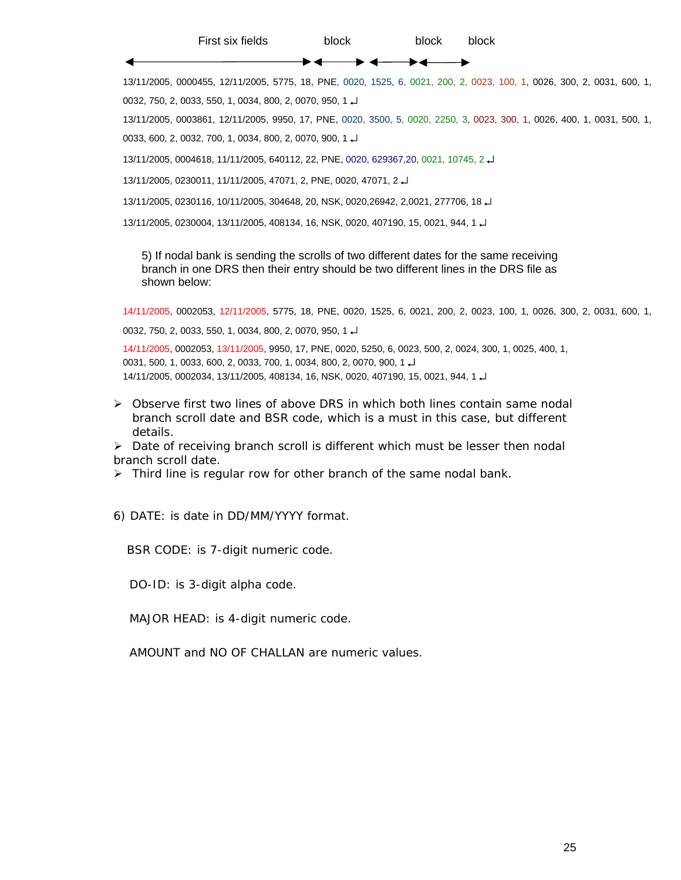First six fields ⟷ block ⟷ block ⟷ block

13/11/2005, 0000455, 12/11/2005, 5775, 18, PNE, 0020, 1525, 6, 0021, 200, 2, 0023, 100, 1, 0026, 300, 2, 0031, 600, 1, 0032, 750, 2, 0033, 550, 1, 0034, 800, 2, 0070, 950, 1 ↵

13/11/2005, 0003861, 12/11/2005, 9950, 17, PNE, 0020, 3500, 5, 0020, 2250, 3, 0023, 300, 1, 0026, 400, 1, 0031, 500, 1, 0033, 600, 2, 0032, 700, 1, 0034, 800, 2, 0070, 900, 1 ↵

13/11/2005, 0004618, 11/11/2005, 640112, 22, PNE, 0020, 629367,20, 0021, 10745, 2 ↵

13/11/2005, 0230011, 11/11/2005, 47071, 2, PNE, 0020, 47071, 2 ↵

13/11/2005, 0230116, 10/11/2005, 304648, 20, NSK, 0020,26942, 2,0021, 277706, 18 ↵

13/11/2005, 0230004, 13/11/2005, 408134, 16, NSK, 0020, 407190, 15, 0021, 944, 1 ↵

5) If nodal bank is sending the scrolls of two different dates for the same receiving branch in one DRS then their entry should be two different lines in the DRS file as shown below:

14/11/2005, 0002053, 12/11/2005, 5775, 18, PNE, 0020, 1525, 6, 0021, 200, 2, 0023, 100, 1, 0026, 300, 2, 0031, 600, 1, 0032, 750, 2, 0033, 550, 1, 0034, 800, 2, 0070, 950, 1 ↵

14/11/2005, 0002053, 13/11/2005, 9950, 17, PNE, 0020, 5250, 6, 0023, 500, 2, 0024, 300, 1, 0025, 400, 1, 0031, 500, 1, 0033, 600, 2, 0033, 700, 1, 0034, 800, 2, 0070, 900, 1 ↵
14/11/2005, 0002034, 13/11/2005, 408134, 16, NSK, 0020, 407190, 15, 0021, 944, 1 ↵

- Observe first two lines of above DRS in which both lines contain same nodal branch scroll date and BSR code, which is a must in this case, but different details.
- Date of receiving branch scroll is different which must be lesser then nodal branch scroll date.
- Third line is regular row for other branch of the same nodal bank.

6) DATE: is date in DD/MM/YYYY format.

BSR CODE: is 7-digit numeric code.

DO-ID: is 3-digit alpha code.

MAJOR HEAD: is 4-digit numeric code.

AMOUNT and NO OF CHALLAN are numeric values.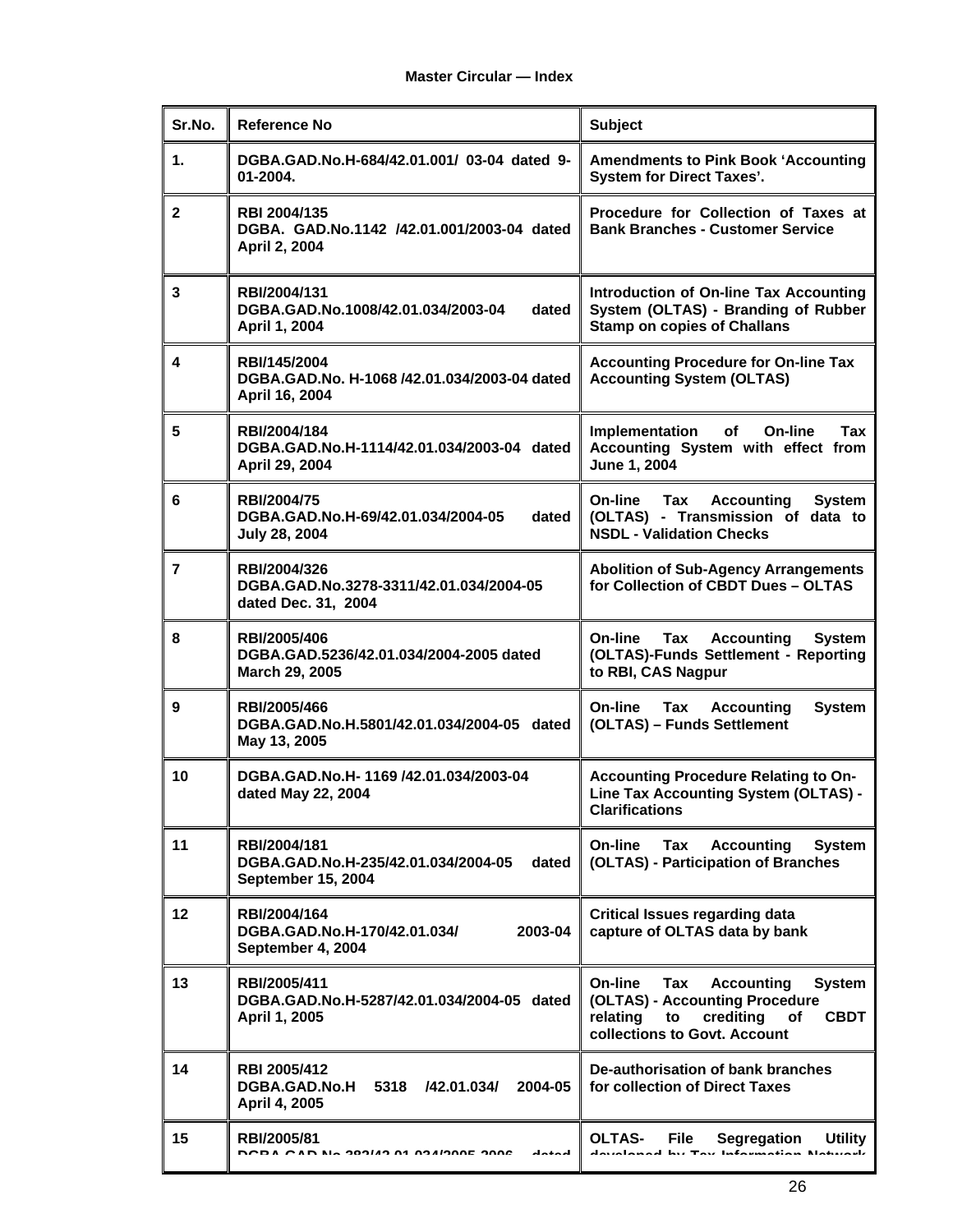**Master Circular — Index**

| Sr.No. | Reference No | Subject |
|---|---|---|
| 1. | DGBA.GAD.No.H-684/42.01.001/ 03-04 dated 9-01-2004. | Amendments to Pink Book 'Accounting System for Direct Taxes'. |
| 2 | RBI 2004/135 DGBA. GAD.No.1142 /42.01.001/2003-04 dated April 2, 2004 | Procedure for Collection of Taxes at Bank Branches - Customer Service |
| 3 | RBI/2004/131 DGBA.GAD.No.1008/42.01.034/2003-04 dated April 1, 2004 | Introduction of On-line Tax Accounting System (OLTAS) - Branding of Rubber Stamp on copies of Challans |
| 4 | RBI/145/2004 DGBA.GAD.No. H-1068 /42.01.034/2003-04 dated April 16, 2004 | Accounting Procedure for On-line Tax Accounting System (OLTAS) |
| 5 | RBI/2004/184 DGBA.GAD.No.H-1114/42.01.034/2003-04 dated April 29, 2004 | Implementation of On-line Tax Accounting System with effect from June 1, 2004 |
| 6 | RBI/2004/75 DGBA.GAD.No.H-69/42.01.034/2004-05 dated July 28, 2004 | On-line Tax Accounting System (OLTAS) - Transmission of data to NSDL - Validation Checks |
| 7 | RBI/2004/326 DGBA.GAD.No.3278-3311/42.01.034/2004-05 dated Dec. 31, 2004 | Abolition of Sub-Agency Arrangements for Collection of CBDT Dues – OLTAS |
| 8 | RBI/2005/406 DGBA.GAD.5236/42.01.034/2004-2005 dated March 29, 2005 | On-line Tax Accounting System (OLTAS)-Funds Settlement - Reporting to RBI, CAS Nagpur |
| 9 | RBI/2005/466 DGBA.GAD.No.H.5801/42.01.034/2004-05 dated May 13, 2005 | On-line Tax Accounting System (OLTAS) – Funds Settlement |
| 10 | DGBA.GAD.No.H- 1169 /42.01.034/2003-04 dated May 22, 2004 | Accounting Procedure Relating to On-Line Tax Accounting System (OLTAS) - Clarifications |
| 11 | RBI/2004/181 DGBA.GAD.No.H-235/42.01.034/2004-05 dated September 15, 2004 | On-line Tax Accounting System (OLTAS) - Participation of Branches |
| 12 | RBI/2004/164 DGBA.GAD.No.H-170/42.01.034/ 2003-04 September 4, 2004 | Critical Issues regarding data capture of OLTAS data by bank |
| 13 | RBI/2005/411 DGBA.GAD.No.H-5287/42.01.034/2004-05 dated April 1, 2005 | On-line Tax Accounting System (OLTAS) - Accounting Procedure relating to crediting of CBDT collections to Govt. Account |
| 14 | RBI 2005/412 DGBA.GAD.No.H 5318 /42.01.034/ 2004-05 April 4, 2005 | De-authorisation of bank branches for collection of Direct Taxes |
| 15 | RBI/2005/81 DGBA.GAD.No.382/42.01.034/2005-2006 dated | OLTAS- File Segregation Utility developed by Tax Information Network |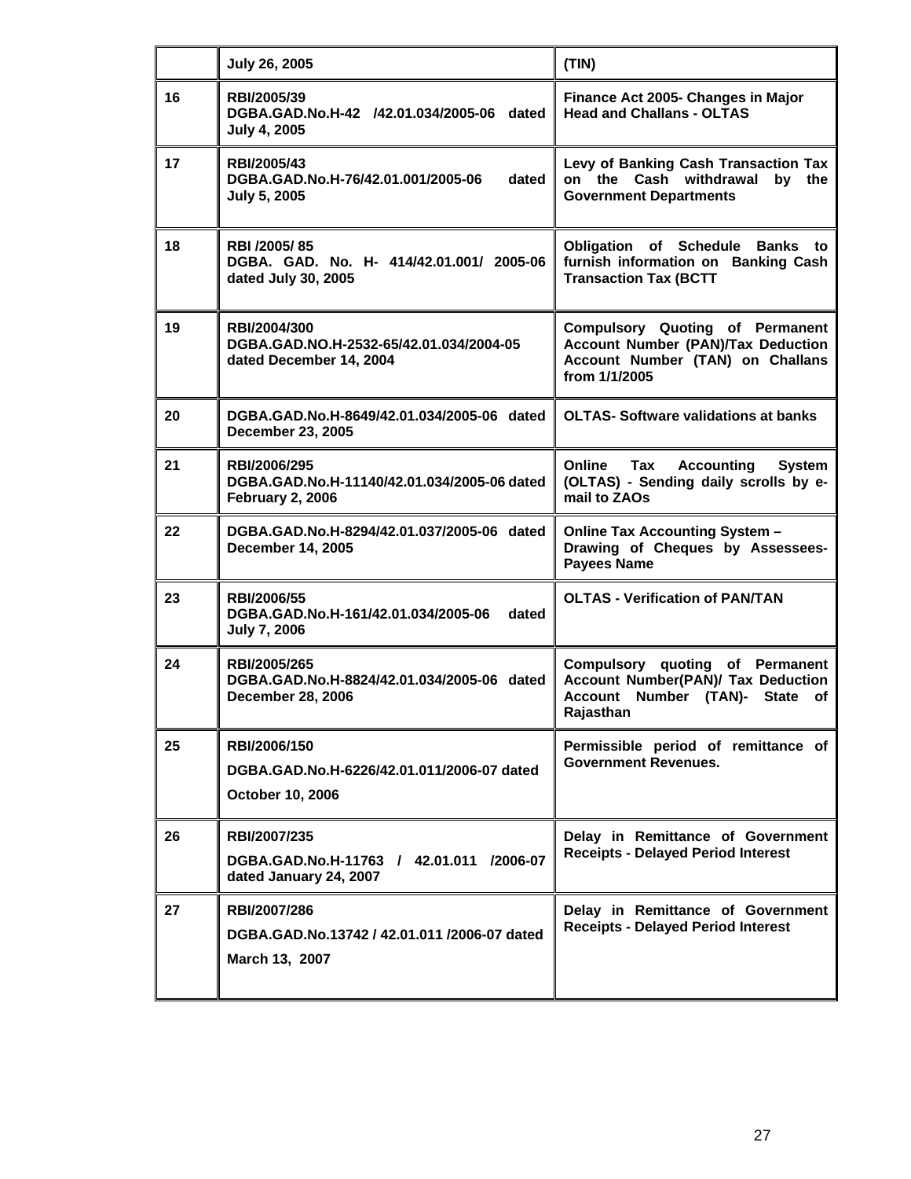| | | |
|---|---|---|
| | **July 26, 2005** | **(TIN)** |
| **16** | **RBI/2005/39**<br>**DGBA.GAD.No.H-42 /42.01.034/2005-06 dated July 4, 2005** | **Finance Act 2005- Changes in Major Head and Challans - OLTAS** |
| **17** | **RBI/2005/43**<br>**DGBA.GAD.No.H-76/42.01.001/2005-06 dated July 5, 2005** | **Levy of Banking Cash Transaction Tax on the Cash withdrawal by the Government Departments** |
| **18** | **RBI /2005/ 85**<br>**DGBA. GAD. No. H- 414/42.01.001/ 2005-06 dated July 30, 2005** | **Obligation of Schedule Banks to furnish information on Banking Cash Transaction Tax (BCTT** |
| **19** | **RBI/2004/300**<br>**DGBA.GAD.NO.H-2532-65/42.01.034/2004-05 dated December 14, 2004** | **Compulsory Quoting of Permanent Account Number (PAN)/Tax Deduction Account Number (TAN) on Challans from 1/1/2005** |
| **20** | **DGBA.GAD.No.H-8649/42.01.034/2005-06 dated December 23, 2005** | **OLTAS- Software validations at banks** |
| **21** | **RBI/2006/295**<br>**DGBA.GAD.No.H-11140/42.01.034/2005-06 dated February 2, 2006** | **Online Tax Accounting System (OLTAS) - Sending daily scrolls by e-mail to ZAOs** |
| **22** | **DGBA.GAD.No.H-8294/42.01.037/2005-06 dated December 14, 2005** | **Online Tax Accounting System – Drawing of Cheques by Assessees-Payees Name** |
| **23** | **RBI/2006/55**<br>**DGBA.GAD.No.H-161/42.01.034/2005-06 dated July 7, 2006** | **OLTAS - Verification of PAN/TAN** |
| **24** | **RBI/2005/265**<br>**DGBA.GAD.No.H-8824/42.01.034/2005-06 dated December 28, 2006** | **Compulsory quoting of Permanent Account Number(PAN)/ Tax Deduction Account Number (TAN)- State of Rajasthan** |
| **25** | **RBI/2006/150**<br>**DGBA.GAD.No.H-6226/42.01.011/2006-07 dated October 10, 2006** | **Permissible period of remittance of Government Revenues.** |
| **26** | **RBI/2007/235**<br>**DGBA.GAD.No.H-11763 / 42.01.011 /2006-07 dated January 24, 2007** | **Delay in Remittance of Government Receipts - Delayed Period Interest** |
| **27** | **RBI/2007/286**<br>**DGBA.GAD.No.13742 / 42.01.011 /2006-07 dated March 13, 2007** | **Delay in Remittance of Government Receipts - Delayed Period Interest** |